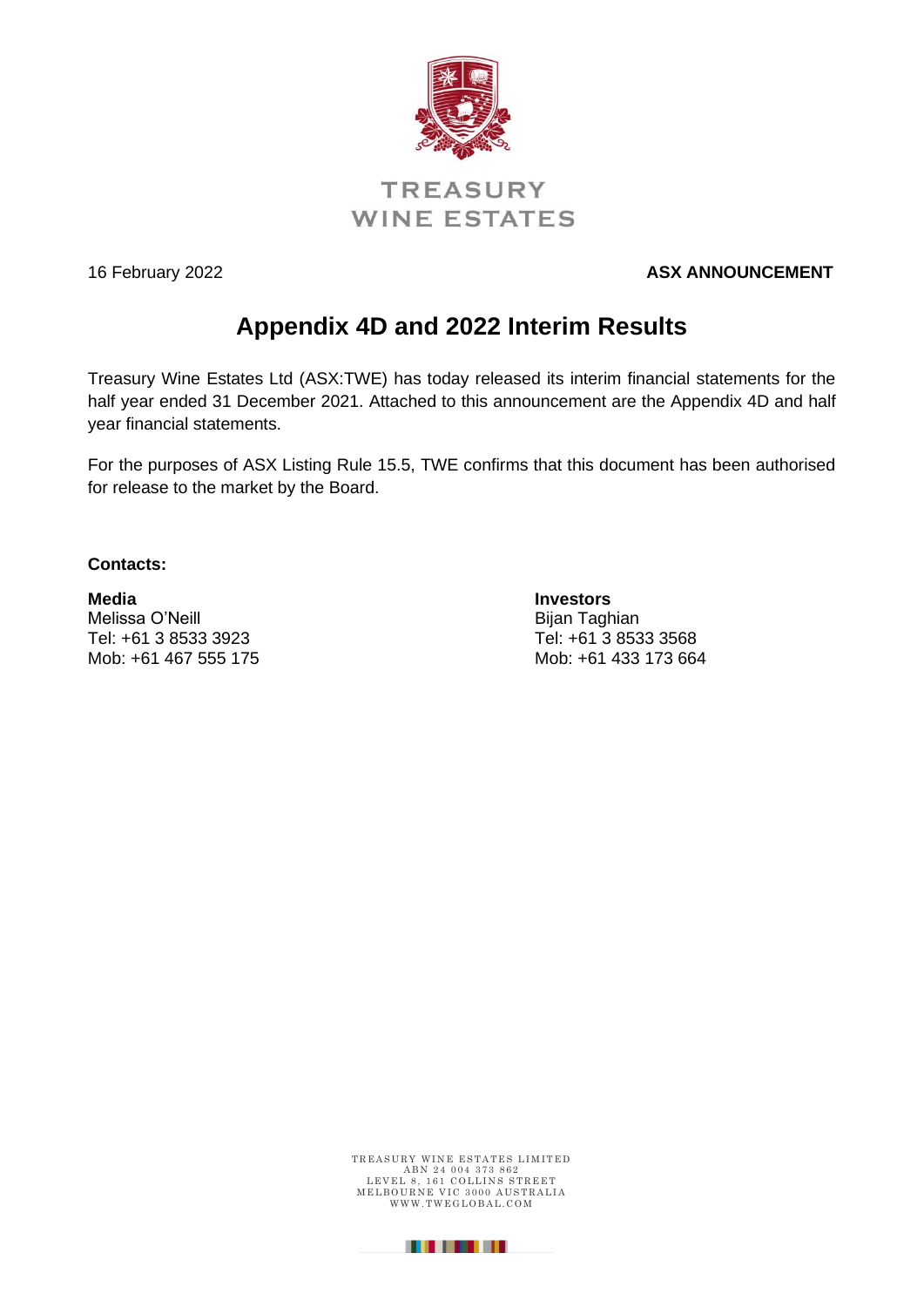TREASURY WINE ESTATES

16 February 2022 **ASX ANNOUNCEMENT**

# Appendix 4D and 2022 Interim Results

Treasury Wine Estates Ltd (ASX:TWE) has today released its interim financial statements for the half year ended 31 December 2021. Attached to this announcement are the Appendix 4D and half year financial statements.

For the purposes of ASX Listing Rule 15.5, TWE confirms that this document has been authorised for release to the market by the Board.

**Contacts:**

**Media**
Melissa O'Neill
Tel: +61 3 8533 3923
Mob: +61 467 555 175

**Investors**
Bijan Taghian
Tel: +61 3 8533 3568
Mob: +61 433 173 664

TREASURY WINE ESTATES LIMITED
ABN 24 004 373 862
LEVEL 8, 161 COLLINS STREET
MELBOURNE VIC 3000 AUSTRALIA
WWW.TWEGLOBAL.COM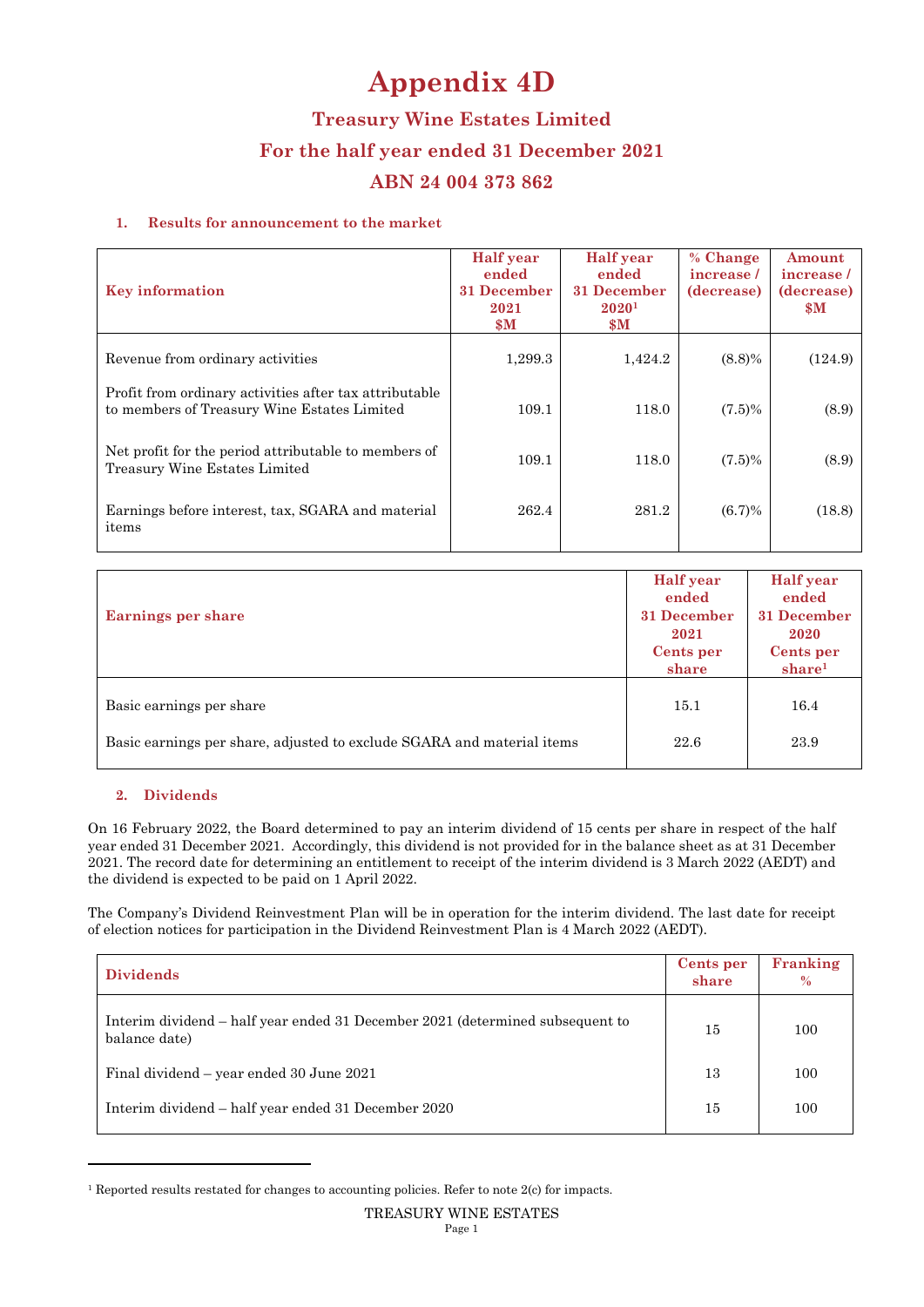# Appendix 4D

## Treasury Wine Estates Limited

## For the half year ended 31 December 2021

## ABN 24 004 373 862

### 1. Results for announcement to the market

| Key information | Half year ended 31 December 2021 $M | Half year ended 31 December 2020[1] $M | % Change increase / (decrease) | Amount increase / (decrease) $M |
|---|---|---|---|---|
| Revenue from ordinary activities | 1,299.3 | 1,424.2 | (8.8)% | (124.9) |
| Profit from ordinary activities after tax attributable to members of Treasury Wine Estates Limited | 109.1 | 118.0 | (7.5)% | (8.9) |
| Net profit for the period attributable to members of Treasury Wine Estates Limited | 109.1 | 118.0 | (7.5)% | (8.9) |
| Earnings before interest, tax, SGARA and material items | 262.4 | 281.2 | (6.7)% | (18.8) |

| Earnings per share | Half year ended 31 December 2021 Cents per share | Half year ended 31 December 2020 Cents per share[1] |
|---|---|---|
| Basic earnings per share | 15.1 | 16.4 |
| Basic earnings per share, adjusted to exclude SGARA and material items | 22.6 | 23.9 |

### 2. Dividends

On 16 February 2022, the Board determined to pay an interim dividend of 15 cents per share in respect of the half year ended 31 December 2021. Accordingly, this dividend is not provided for in the balance sheet as at 31 December 2021. The record date for determining an entitlement to receipt of the interim dividend is 3 March 2022 (AEDT) and the dividend is expected to be paid on 1 April 2022.

The Company's Dividend Reinvestment Plan will be in operation for the interim dividend. The last date for receipt of election notices for participation in the Dividend Reinvestment Plan is 4 March 2022 (AEDT).

| Dividends | Cents per share | Franking % |
|---|---|---|
| Interim dividend – half year ended 31 December 2021 (determined subsequent to balance date) | 15 | 100 |
| Final dividend – year ended 30 June 2021 | 13 | 100 |
| Interim dividend – half year ended 31 December 2020 | 15 | 100 |

[1] Reported results restated for changes to accounting policies. Refer to note 2(c) for impacts.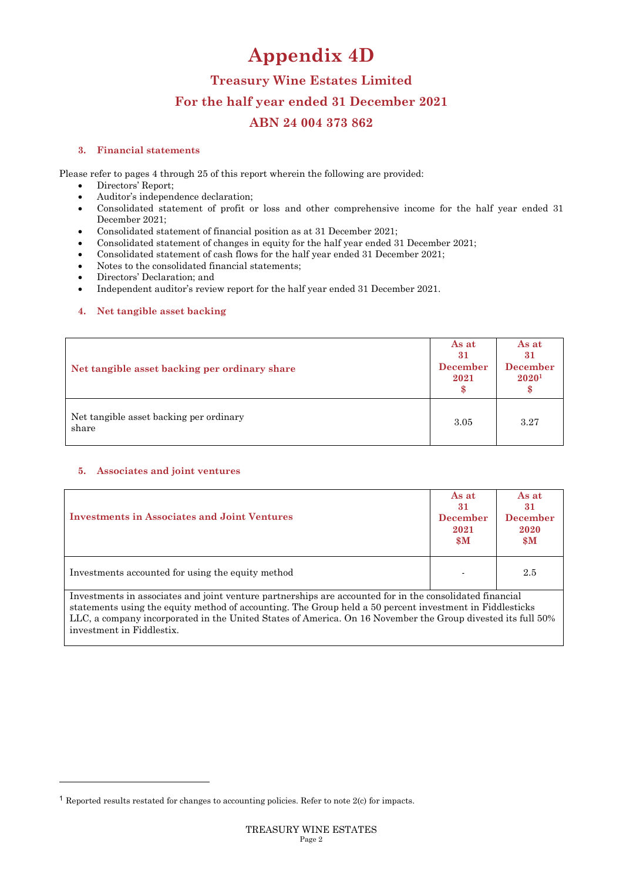# Appendix 4D

## Treasury Wine Estates Limited

## For the half year ended 31 December 2021

## ABN 24 004 373 862

### 3. Financial statements

Please refer to pages 4 through 25 of this report wherein the following are provided:

- Directors' Report;
- Auditor's independence declaration;
- Consolidated statement of profit or loss and other comprehensive income for the half year ended 31 December 2021;
- Consolidated statement of financial position as at 31 December 2021;
- Consolidated statement of changes in equity for the half year ended 31 December 2021;
- Consolidated statement of cash flows for the half year ended 31 December 2021;
- Notes to the consolidated financial statements;
- Directors' Declaration; and
- Independent auditor's review report for the half year ended 31 December 2021.

### 4. Net tangible asset backing

| Net tangible asset backing per ordinary share | As at 31 December 2021 $ | As at 31 December 2020[1] $ |
|---|---|---|
| Net tangible asset backing per ordinary share | 3.05 | 3.27 |

### 5. Associates and joint ventures

| Investments in Associates and Joint Ventures | As at 31 December 2021 $M | As at 31 December 2020 $M |
|---|---|---|
| Investments accounted for using the equity method | - | 2.5 |

Investments in associates and joint venture partnerships are accounted for in the consolidated financial statements using the equity method of accounting. The Group held a 50 percent investment in Fiddlesticks LLC, a company incorporated in the United States of America. On 16 November the Group divested its full 50% investment in Fiddlestix.

[1] Reported results restated for changes to accounting policies. Refer to note 2(c) for impacts.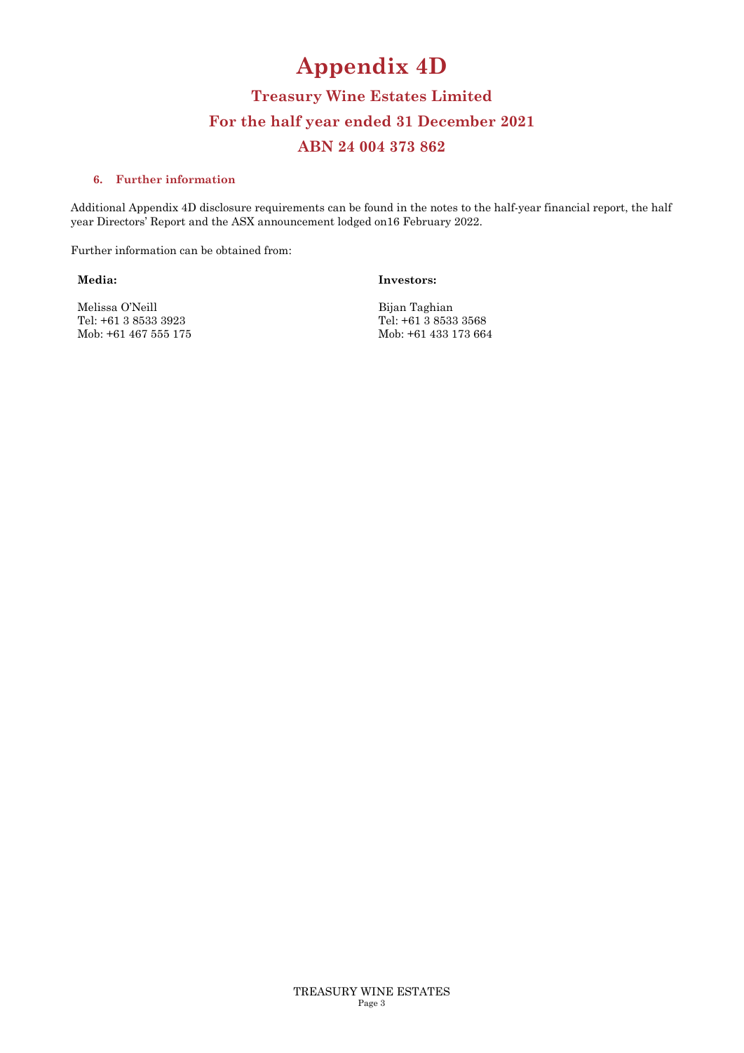# Appendix 4D

## Treasury Wine Estates Limited

## For the half year ended 31 December 2021

## ABN 24 004 373 862

### 6. Further information

Additional Appendix 4D disclosure requirements can be found in the notes to the half-year financial report, the half year Directors' Report and the ASX announcement lodged on16 February 2022.

Further information can be obtained from:

**Media:**

Melissa O'Neill
Tel: +61 3 8533 3923
Mob: +61 467 555 175

**Investors:**

Bijan Taghian
Tel: +61 3 8533 3568
Mob: +61 433 173 664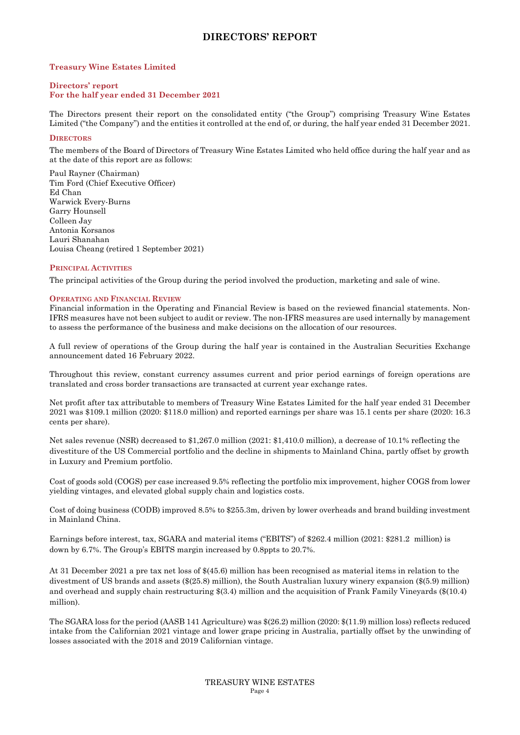# DIRECTORS' REPORT

**Treasury Wine Estates Limited**

**Directors' report**
**For the half year ended 31 December 2021**

The Directors present their report on the consolidated entity ("the Group") comprising Treasury Wine Estates Limited ("the Company") and the entities it controlled at the end of, or during, the half year ended 31 December 2021.

### DIRECTORS

The members of the Board of Directors of Treasury Wine Estates Limited who held office during the half year and as at the date of this report are as follows:

Paul Rayner (Chairman)
Tim Ford (Chief Executive Officer)
Ed Chan
Warwick Every-Burns
Garry Hounsell
Colleen Jay
Antonia Korsanos
Lauri Shanahan
Louisa Cheang (retired 1 September 2021)

### PRINCIPAL ACTIVITIES

The principal activities of the Group during the period involved the production, marketing and sale of wine.

### OPERATING AND FINANCIAL REVIEW

Financial information in the Operating and Financial Review is based on the reviewed financial statements. Non-IFRS measures have not been subject to audit or review. The non-IFRS measures are used internally by management to assess the performance of the business and make decisions on the allocation of our resources.

A full review of operations of the Group during the half year is contained in the Australian Securities Exchange announcement dated 16 February 2022.

Throughout this review, constant currency assumes current and prior period earnings of foreign operations are translated and cross border transactions are transacted at current year exchange rates.

Net profit after tax attributable to members of Treasury Wine Estates Limited for the half year ended 31 December 2021 was $109.1 million (2020: $118.0 million) and reported earnings per share was 15.1 cents per share (2020: 16.3 cents per share).

Net sales revenue (NSR) decreased to $1,267.0 million (2021: $1,410.0 million), a decrease of 10.1% reflecting the divestiture of the US Commercial portfolio and the decline in shipments to Mainland China, partly offset by growth in Luxury and Premium portfolio.

Cost of goods sold (COGS) per case increased 9.5% reflecting the portfolio mix improvement, higher COGS from lower yielding vintages, and elevated global supply chain and logistics costs.

Cost of doing business (CODB) improved 8.5% to $255.3m, driven by lower overheads and brand building investment in Mainland China.

Earnings before interest, tax, SGARA and material items ("EBITS") of $262.4 million (2021: $281.2 million) is down by 6.7%. The Group's EBITS margin increased by 0.8ppts to 20.7%.

At 31 December 2021 a pre tax net loss of $(45.6) million has been recognised as material items in relation to the divestment of US brands and assets ($(25.8) million), the South Australian luxury winery expansion ($(5.9) million) and overhead and supply chain restructuring $(3.4) million and the acquisition of Frank Family Vineyards ($(10.4) million).

The SGARA loss for the period (AASB 141 Agriculture) was $(26.2) million (2020: $(11.9) million loss) reflects reduced intake from the Californian 2021 vintage and lower grape pricing in Australia, partially offset by the unwinding of losses associated with the 2018 and 2019 Californian vintage.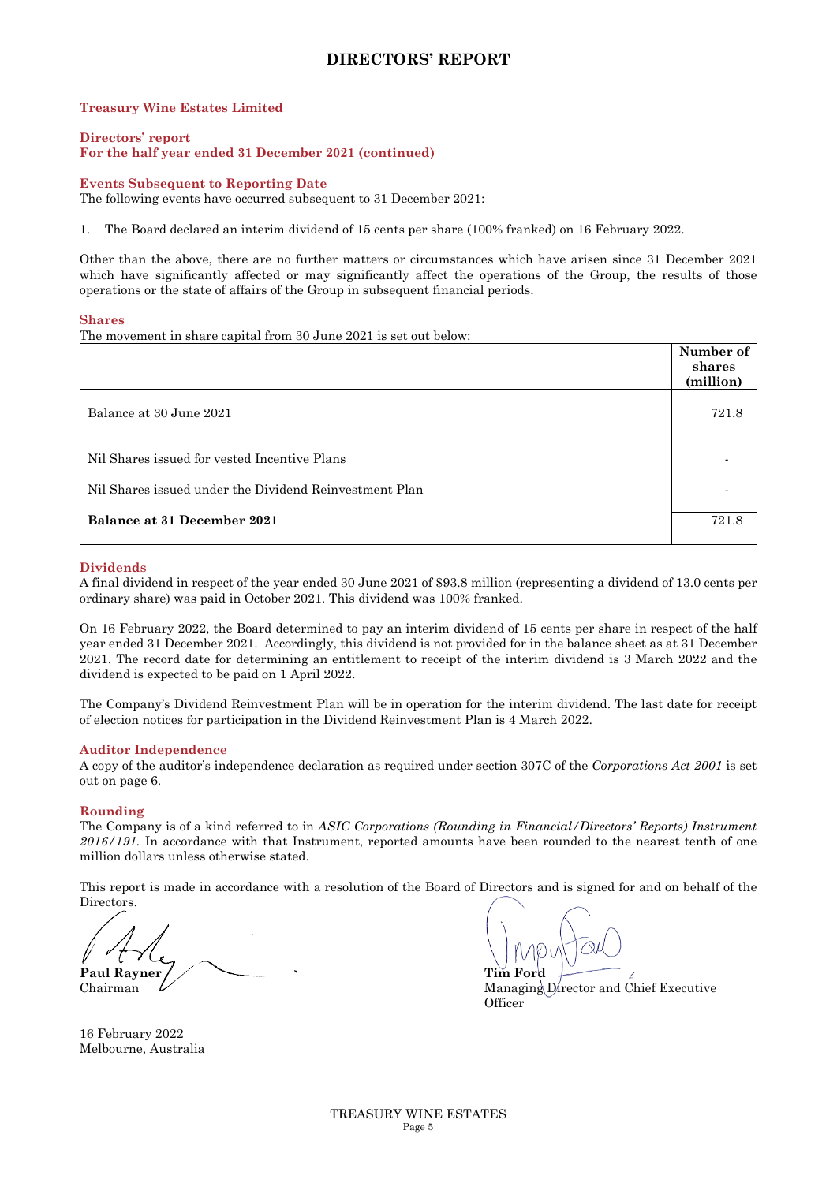# DIRECTORS' REPORT

**Treasury Wine Estates Limited**

**Directors' report**
**For the half year ended 31 December 2021 (continued)**

**Events Subsequent to Reporting Date**

The following events have occurred subsequent to 31 December 2021:

1. The Board declared an interim dividend of 15 cents per share (100% franked) on 16 February 2022.

Other than the above, there are no further matters or circumstances which have arisen since 31 December 2021 which have significantly affected or may significantly affect the operations of the Group, the results of those operations or the state of affairs of the Group in subsequent financial periods.

**Shares**

The movement in share capital from 30 June 2021 is set out below:

| | Number of shares (million) |
|---|---|
| Balance at 30 June 2021 | 721.8 |
| Nil Shares issued for vested Incentive Plans | - |
| Nil Shares issued under the Dividend Reinvestment Plan | - |
| **Balance at 31 December 2021** | 721.8 |

**Dividends**

A final dividend in respect of the year ended 30 June 2021 of $93.8 million (representing a dividend of 13.0 cents per ordinary share) was paid in October 2021. This dividend was 100% franked.

On 16 February 2022, the Board determined to pay an interim dividend of 15 cents per share in respect of the half year ended 31 December 2021. Accordingly, this dividend is not provided for in the balance sheet as at 31 December 2021. The record date for determining an entitlement to receipt of the interim dividend is 3 March 2022 and the dividend is expected to be paid on 1 April 2022.

The Company's Dividend Reinvestment Plan will be in operation for the interim dividend. The last date for receipt of election notices for participation in the Dividend Reinvestment Plan is 4 March 2022.

**Auditor Independence**

A copy of the auditor's independence declaration as required under section 307C of the *Corporations Act 2001* is set out on page 6.

**Rounding**

The Company is of a kind referred to in *ASIC Corporations (Rounding in Financial/Directors' Reports) Instrument 2016/191.* In accordance with that Instrument, reported amounts have been rounded to the nearest tenth of one million dollars unless otherwise stated.

This report is made in accordance with a resolution of the Board of Directors and is signed for and on behalf of the Directors.

**Paul Rayner**
Chairman

**Tim Ford**
Managing Director and Chief Executive Officer

16 February 2022
Melbourne, Australia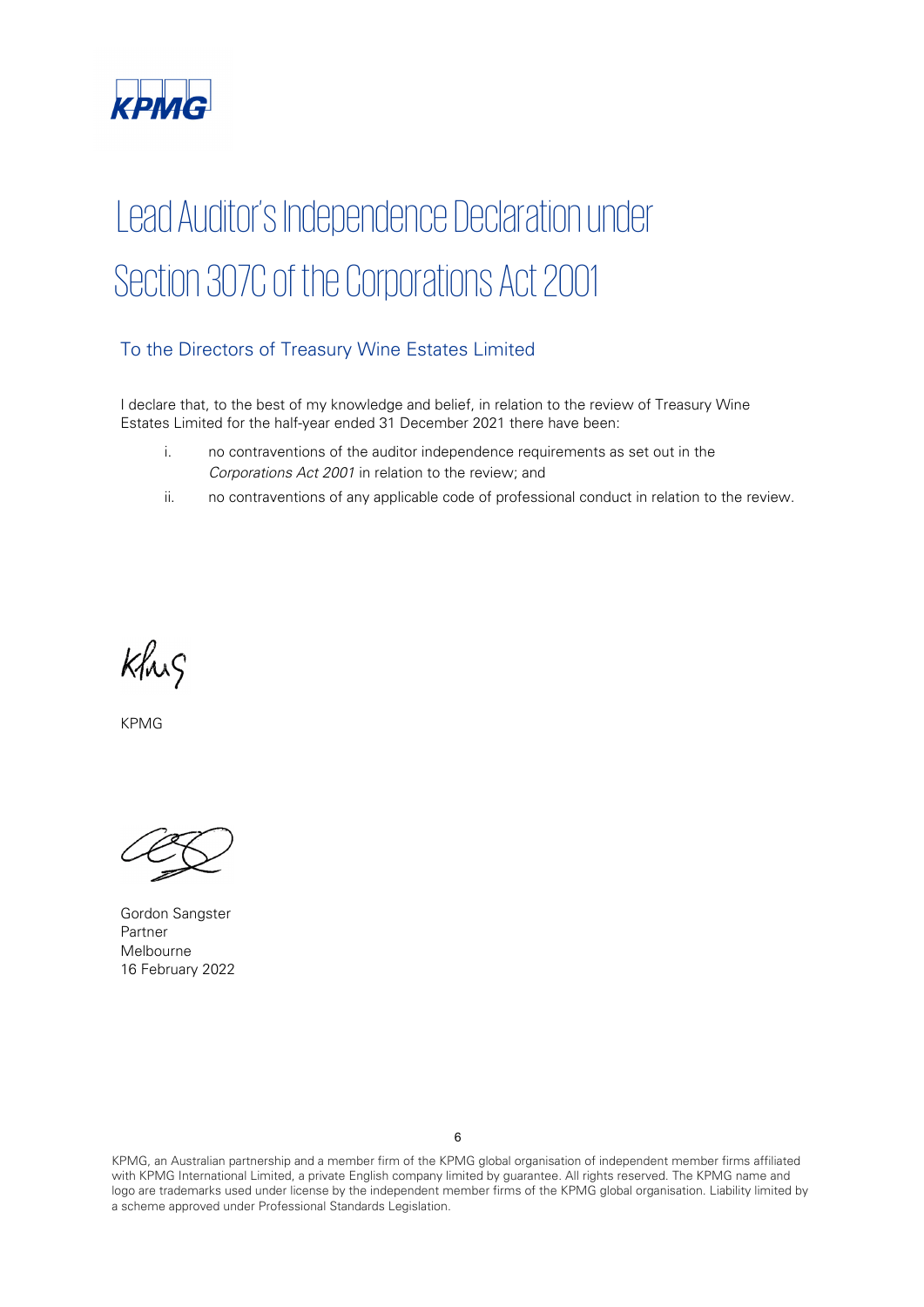# Lead Auditor's Independence Declaration under Section 307C of the Corporations Act 2001

## To the Directors of Treasury Wine Estates Limited

I declare that, to the best of my knowledge and belief, in relation to the review of Treasury Wine Estates Limited for the half-year ended 31 December 2021 there have been:

i. no contraventions of the auditor independence requirements as set out in the *Corporations Act 2001* in relation to the review; and

ii. no contraventions of any applicable code of professional conduct in relation to the review.

KPMG

Gordon Sangster
Partner
Melbourne
16 February 2022

KPMG, an Australian partnership and a member firm of the KPMG global organisation of independent member firms affiliated with KPMG International Limited, a private English company limited by guarantee. All rights reserved. The KPMG name and logo are trademarks used under license by the independent member firms of the KPMG global organisation. Liability limited by a scheme approved under Professional Standards Legislation.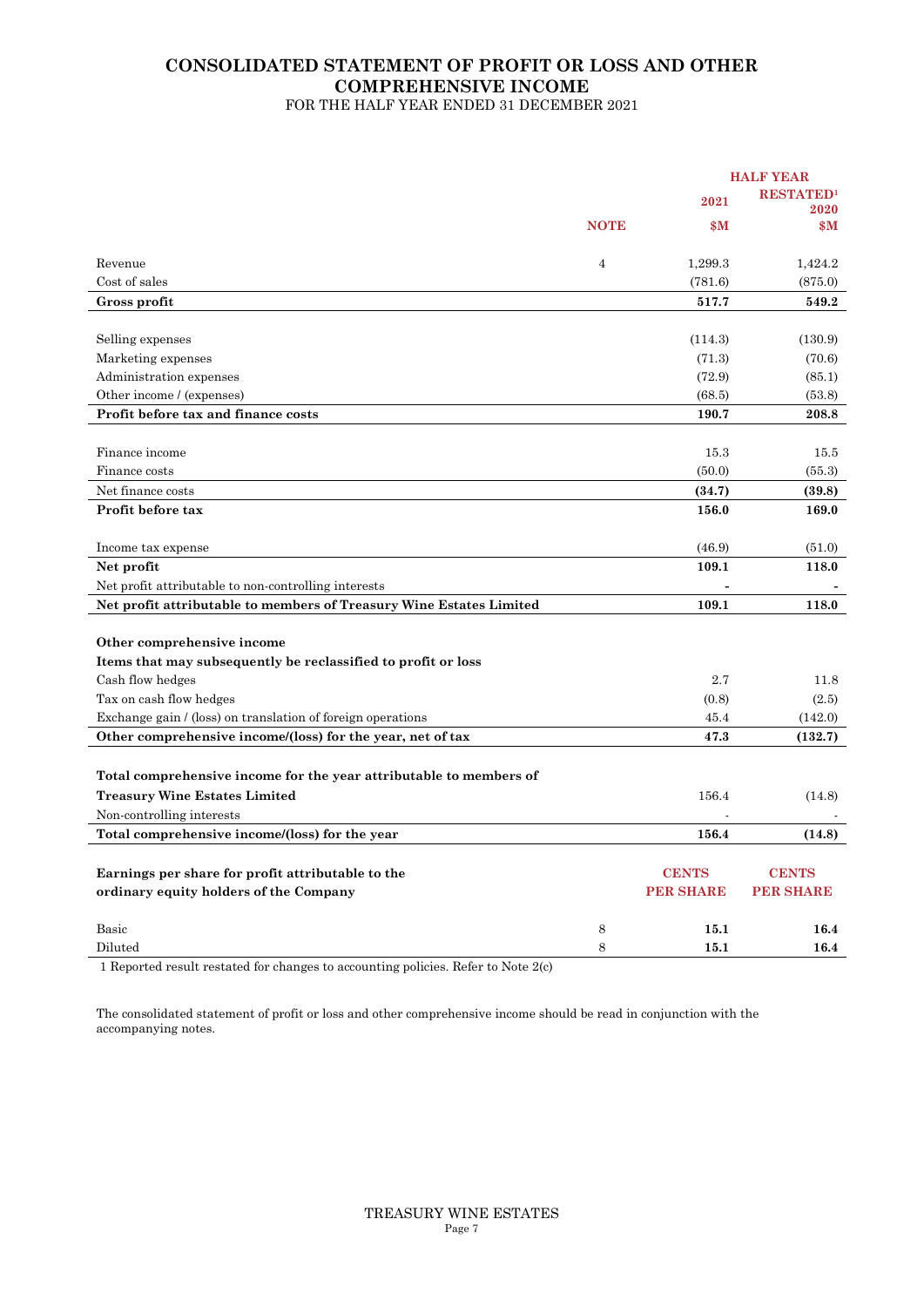# CONSOLIDATED STATEMENT OF PROFIT OR LOSS AND OTHER COMPREHENSIVE INCOME

FOR THE HALF YEAR ENDED 31 DECEMBER 2021

| | | HALF YEAR | |
|---|---|---|---|
| | | 2021 | RESTATED[1] 2020 |
| | NOTE | $M | $M |
| Revenue | 4 | 1,299.3 | 1,424.2 |
| Cost of sales | | (781.6) | (875.0) |
| **Gross profit** | | **517.7** | **549.2** |
| Selling expenses | | (114.3) | (130.9) |
| Marketing expenses | | (71.3) | (70.6) |
| Administration expenses | | (72.9) | (85.1) |
| Other income / (expenses) | | (68.5) | (53.8) |
| **Profit before tax and finance costs** | | **190.7** | **208.8** |
| Finance income | | 15.3 | 15.5 |
| Finance costs | | (50.0) | (55.3) |
| Net finance costs | | **(34.7)** | **(39.8)** |
| **Profit before tax** | | **156.0** | **169.0** |
| Income tax expense | | (46.9) | (51.0) |
| **Net profit** | | **109.1** | **118.0** |
| Net profit attributable to non-controlling interests | | - | - |
| **Net profit attributable to members of Treasury Wine Estates Limited** | | **109.1** | **118.0** |
| **Other comprehensive income** | | | |
| **Items that may subsequently be reclassified to profit or loss** | | | |
| Cash flow hedges | | 2.7 | 11.8 |
| Tax on cash flow hedges | | (0.8) | (2.5) |
| Exchange gain / (loss) on translation of foreign operations | | 45.4 | (142.0) |
| **Other comprehensive income/(loss) for the year, net of tax** | | **47.3** | **(132.7)** |
| **Total comprehensive income for the year attributable to members of Treasury Wine Estates Limited** | | 156.4 | (14.8) |
| Non-controlling interests | | - | - |
| **Total comprehensive income/(loss) for the year** | | **156.4** | **(14.8)** |
| **Earnings per share for profit attributable to the ordinary equity holders of the Company** | | **CENTS PER SHARE** | **CENTS PER SHARE** |
| Basic | 8 | **15.1** | **16.4** |
| Diluted | 8 | **15.1** | **16.4** |

1 Reported result restated for changes to accounting policies. Refer to Note 2(c)

The consolidated statement of profit or loss and other comprehensive income should be read in conjunction with the accompanying notes.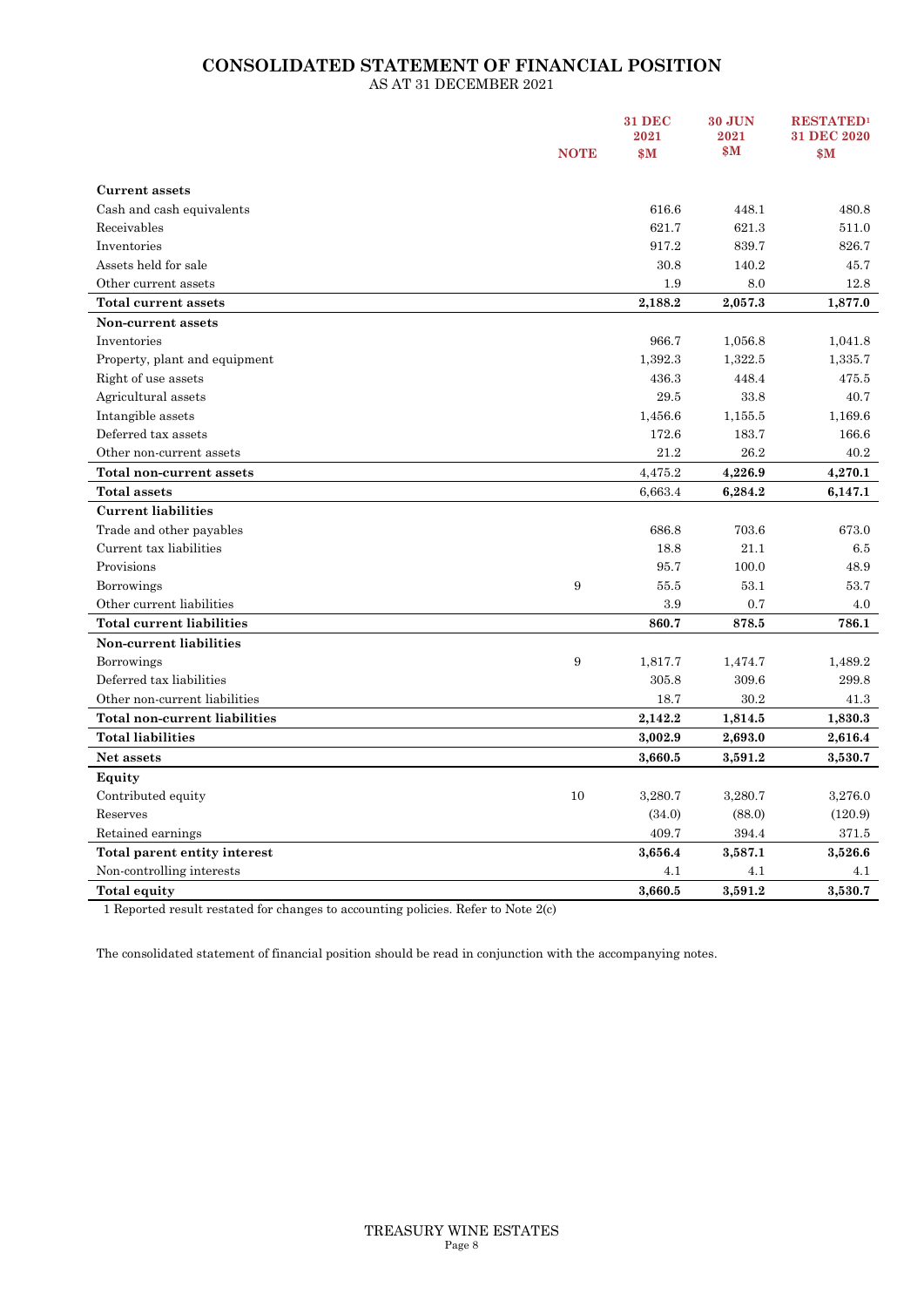# CONSOLIDATED STATEMENT OF FINANCIAL POSITION

AS AT 31 DECEMBER 2021

| | NOTE | 31 DEC 2021 $M | 30 JUN 2021 $M | RESTATED[1] 31 DEC 2020 $M |
|---|---|---|---|---|
| **Current assets** | | | | |
| Cash and cash equivalents | | 616.6 | 448.1 | 480.8 |
| Receivables | | 621.7 | 621.3 | 511.0 |
| Inventories | | 917.2 | 839.7 | 826.7 |
| Assets held for sale | | 30.8 | 140.2 | 45.7 |
| Other current assets | | 1.9 | 8.0 | 12.8 |
| **Total current assets** | | **2,188.2** | **2,057.3** | **1,877.0** |
| **Non-current assets** | | | | |
| Inventories | | 966.7 | 1,056.8 | 1,041.8 |
| Property, plant and equipment | | 1,392.3 | 1,322.5 | 1,335.7 |
| Right of use assets | | 436.3 | 448.4 | 475.5 |
| Agricultural assets | | 29.5 | 33.8 | 40.7 |
| Intangible assets | | 1,456.6 | 1,155.5 | 1,169.6 |
| Deferred tax assets | | 172.6 | 183.7 | 166.6 |
| Other non-current assets | | 21.2 | 26.2 | 40.2 |
| **Total non-current assets** | | 4,475.2 | **4,226.9** | **4,270.1** |
| **Total assets** | | 6,663.4 | **6,284.2** | **6,147.1** |
| **Current liabilities** | | | | |
| Trade and other payables | | 686.8 | 703.6 | 673.0 |
| Current tax liabilities | | 18.8 | 21.1 | 6.5 |
| Provisions | | 95.7 | 100.0 | 48.9 |
| Borrowings | 9 | 55.5 | 53.1 | 53.7 |
| Other current liabilities | | 3.9 | 0.7 | 4.0 |
| **Total current liabilities** | | **860.7** | **878.5** | **786.1** |
| **Non-current liabilities** | | | | |
| Borrowings | 9 | 1,817.7 | 1,474.7 | 1,489.2 |
| Deferred tax liabilities | | 305.8 | 309.6 | 299.8 |
| Other non-current liabilities | | 18.7 | 30.2 | 41.3 |
| **Total non-current liabilities** | | **2,142.2** | **1,814.5** | **1,830.3** |
| **Total liabilities** | | **3,002.9** | **2,693.0** | **2,616.4** |
| **Net assets** | | **3,660.5** | **3,591.2** | **3,530.7** |
| **Equity** | | | | |
| Contributed equity | 10 | 3,280.7 | 3,280.7 | 3,276.0 |
| Reserves | | (34.0) | (88.0) | (120.9) |
| Retained earnings | | 409.7 | 394.4 | 371.5 |
| **Total parent entity interest** | | **3,656.4** | **3,587.1** | **3,526.6** |
| Non-controlling interests | | 4.1 | 4.1 | 4.1 |
| **Total equity** | | **3,660.5** | **3,591.2** | **3,530.7** |

1 Reported result restated for changes to accounting policies. Refer to Note 2(c)

The consolidated statement of financial position should be read in conjunction with the accompanying notes.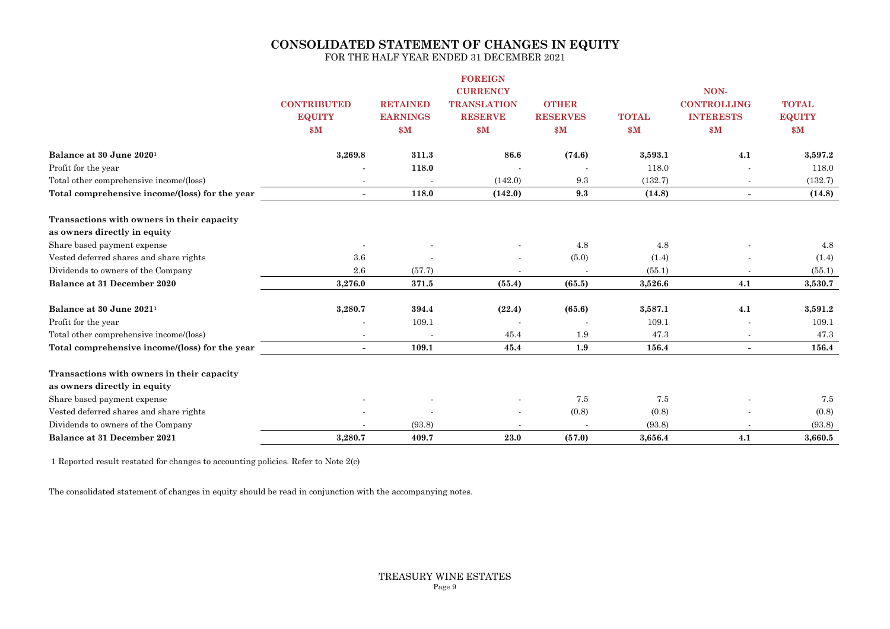# CONSOLIDATED STATEMENT OF CHANGES IN EQUITY

FOR THE HALF YEAR ENDED 31 DECEMBER 2021

| | CONTRIBUTED EQUITY $M | RETAINED EARNINGS $M | FOREIGN CURRENCY TRANSLATION RESERVE $M | OTHER RESERVES $M | TOTAL $M | NON-CONTROLLING INTERESTS $M | TOTAL EQUITY $M |
|---|---|---|---|---|---|---|---|
| **Balance at 30 June 2020[1]** | **3,269.8** | **311.3** | **86.6** | **(74.6)** | **3,593.1** | **4.1** | **3,597.2** |
| Profit for the year | - | **118.0** | - | - | 118.0 | - | 118.0 |
| Total other comprehensive income/(loss) | - | - | (142.0) | 9.3 | (132.7) | - | (132.7) |
| **Total comprehensive income/(loss) for the year** | **-** | **118.0** | **(142.0)** | **9.3** | **(14.8)** | **-** | **(14.8)** |
| **Transactions with owners in their capacity as owners directly in equity** | | | | | | | |
| Share based payment expense | - | - | - | 4.8 | 4.8 | - | 4.8 |
| Vested deferred shares and share rights | 3.6 | - | - | (5.0) | (1.4) | - | (1.4) |
| Dividends to owners of the Company | 2.6 | (57.7) | - | - | (55.1) | - | (55.1) |
| **Balance at 31 December 2020** | **3,276.0** | **371.5** | **(55.4)** | **(65.5)** | **3,526.6** | **4.1** | **3,530.7** |
| **Balance at 30 June 2021[1]** | **3,280.7** | **394.4** | **(22.4)** | **(65.6)** | **3,587.1** | **4.1** | **3,591.2** |
| Profit for the year | - | 109.1 | - | - | 109.1 | - | 109.1 |
| Total other comprehensive income/(loss) | - | - | 45.4 | 1.9 | 47.3 | - | 47.3 |
| **Total comprehensive income/(loss) for the year** | **-** | **109.1** | **45.4** | **1.9** | **156.4** | **-** | **156.4** |
| **Transactions with owners in their capacity as owners directly in equity** | | | | | | | |
| Share based payment expense | - | - | - | 7.5 | 7.5 | - | 7.5 |
| Vested deferred shares and share rights | - | - | - | (0.8) | (0.8) | - | (0.8) |
| Dividends to owners of the Company | - | (93.8) | - | - | (93.8) | - | (93.8) |
| **Balance at 31 December 2021** | **3,280.7** | **409.7** | **23.0** | **(57.0)** | **3,656.4** | **4.1** | **3,660.5** |

1 Reported result restated for changes to accounting policies. Refer to Note 2(c)

The consolidated statement of changes in equity should be read in conjunction with the accompanying notes.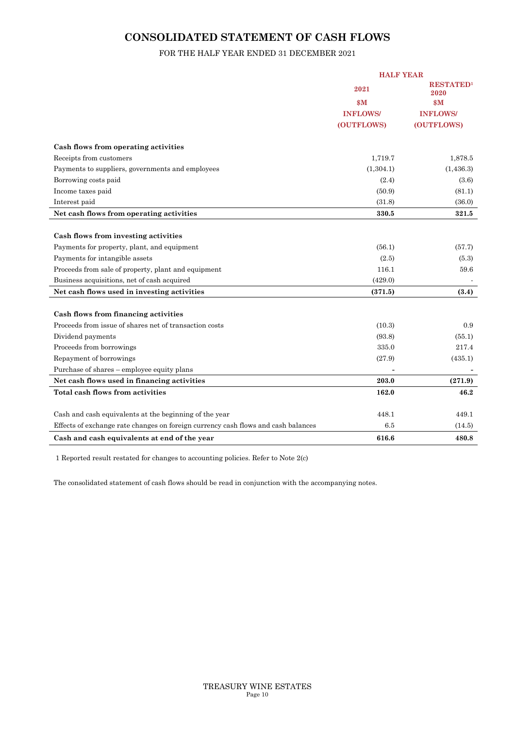# CONSOLIDATED STATEMENT OF CASH FLOWS

FOR THE HALF YEAR ENDED 31 DECEMBER 2021

| | HALF YEAR | |
|---|---|---|
| | 2021 | RESTATED[1] 2020 |
| | $M | $M |
| | INFLOWS/ (OUTFLOWS) | INFLOWS/ (OUTFLOWS) |
| **Cash flows from operating activities** | | |
| Receipts from customers | 1,719.7 | 1,878.5 |
| Payments to suppliers, governments and employees | (1,304.1) | (1,436.3) |
| Borrowing costs paid | (2.4) | (3.6) |
| Income taxes paid | (50.9) | (81.1) |
| Interest paid | (31.8) | (36.0) |
| **Net cash flows from operating activities** | **330.5** | **321.5** |
| **Cash flows from investing activities** | | |
| Payments for property, plant, and equipment | (56.1) | (57.7) |
| Payments for intangible assets | (2.5) | (5.3) |
| Proceeds from sale of property, plant and equipment | 116.1 | 59.6 |
| Business acquisitions, net of cash acquired | (429.0) | - |
| **Net cash flows used in investing activities** | **(371.5)** | **(3.4)** |
| **Cash flows from financing activities** | | |
| Proceeds from issue of shares net of transaction costs | (10.3) | 0.9 |
| Dividend payments | (93.8) | (55.1) |
| Proceeds from borrowings | 335.0 | 217.4 |
| Repayment of borrowings | (27.9) | (435.1) |
| Purchase of shares – employee equity plans | - | - |
| **Net cash flows used in financing activities** | **203.0** | **(271.9)** |
| **Total cash flows from activities** | **162.0** | **46.2** |
| Cash and cash equivalents at the beginning of the year | 448.1 | 449.1 |
| Effects of exchange rate changes on foreign currency cash flows and cash balances | 6.5 | (14.5) |
| **Cash and cash equivalents at end of the year** | **616.6** | **480.8** |

1 Reported result restated for changes to accounting policies. Refer to Note 2(c)

The consolidated statement of cash flows should be read in conjunction with the accompanying notes.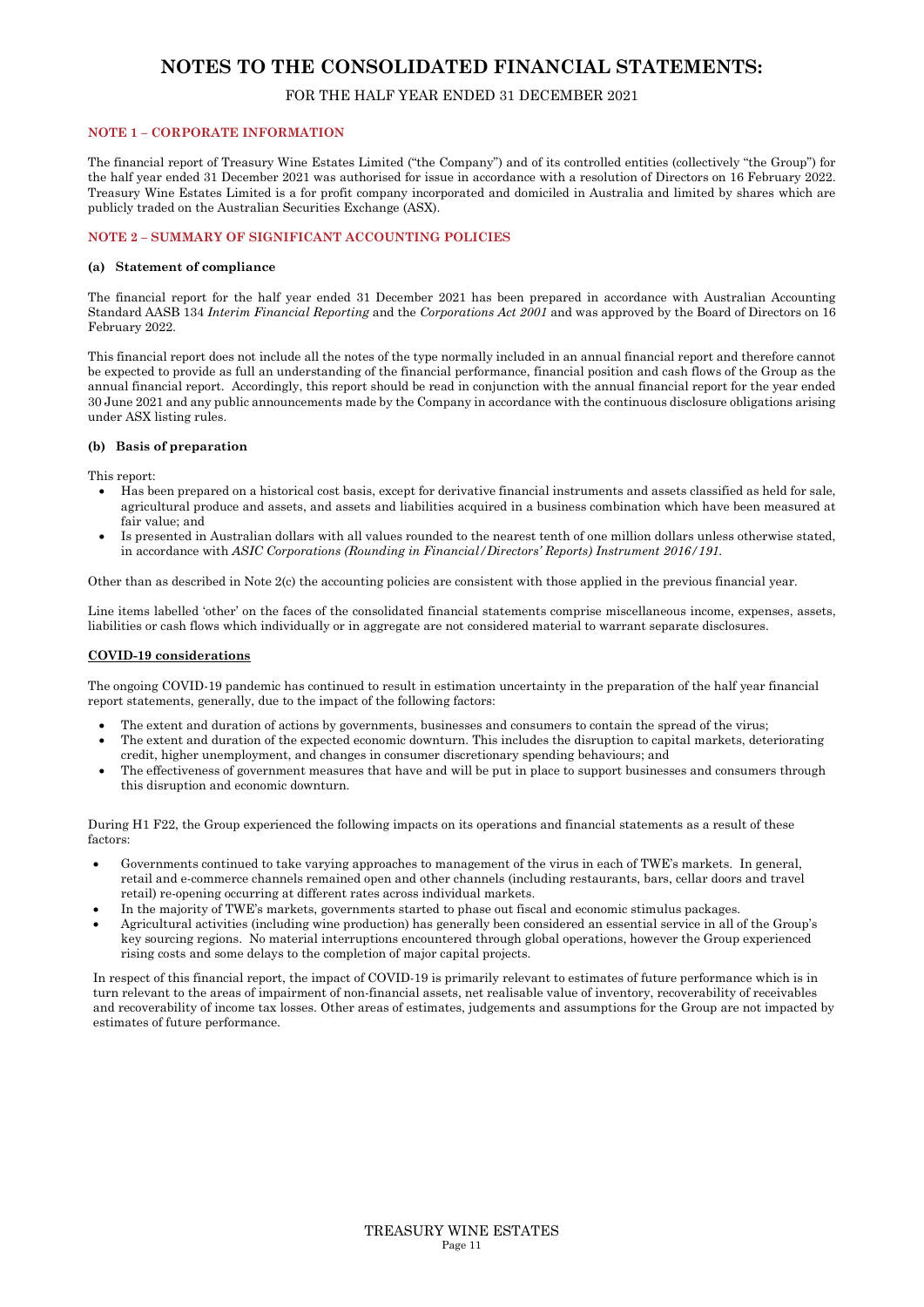# NOTES TO THE CONSOLIDATED FINANCIAL STATEMENTS:

FOR THE HALF YEAR ENDED 31 DECEMBER 2021

## NOTE 1 – CORPORATE INFORMATION

The financial report of Treasury Wine Estates Limited ("the Company") and of its controlled entities (collectively "the Group") for the half year ended 31 December 2021 was authorised for issue in accordance with a resolution of Directors on 16 February 2022. Treasury Wine Estates Limited is a for profit company incorporated and domiciled in Australia and limited by shares which are publicly traded on the Australian Securities Exchange (ASX).

## NOTE 2 – SUMMARY OF SIGNIFICANT ACCOUNTING POLICIES

### (a) Statement of compliance

The financial report for the half year ended 31 December 2021 has been prepared in accordance with Australian Accounting Standard AASB 134 *Interim Financial Reporting* and the *Corporations Act 2001* and was approved by the Board of Directors on 16 February 2022.

This financial report does not include all the notes of the type normally included in an annual financial report and therefore cannot be expected to provide as full an understanding of the financial performance, financial position and cash flows of the Group as the annual financial report. Accordingly, this report should be read in conjunction with the annual financial report for the year ended 30 June 2021 and any public announcements made by the Company in accordance with the continuous disclosure obligations arising under ASX listing rules.

### (b) Basis of preparation

This report:

- Has been prepared on a historical cost basis, except for derivative financial instruments and assets classified as held for sale, agricultural produce and assets, and assets and liabilities acquired in a business combination which have been measured at fair value; and
- Is presented in Australian dollars with all values rounded to the nearest tenth of one million dollars unless otherwise stated, in accordance with *ASIC Corporations (Rounding in Financial/Directors' Reports) Instrument 2016/191*.

Other than as described in Note 2(c) the accounting policies are consistent with those applied in the previous financial year.

Line items labelled 'other' on the faces of the consolidated financial statements comprise miscellaneous income, expenses, assets, liabilities or cash flows which individually or in aggregate are not considered material to warrant separate disclosures.

**COVID-19 considerations**

The ongoing COVID-19 pandemic has continued to result in estimation uncertainty in the preparation of the half year financial report statements, generally, due to the impact of the following factors:

- The extent and duration of actions by governments, businesses and consumers to contain the spread of the virus;
- The extent and duration of the expected economic downturn. This includes the disruption to capital markets, deteriorating credit, higher unemployment, and changes in consumer discretionary spending behaviours; and
- The effectiveness of government measures that have and will be put in place to support businesses and consumers through this disruption and economic downturn.

During H1 F22, the Group experienced the following impacts on its operations and financial statements as a result of these factors:

- Governments continued to take varying approaches to management of the virus in each of TWE's markets. In general, retail and e-commerce channels remained open and other channels (including restaurants, bars, cellar doors and travel retail) re-opening occurring at different rates across individual markets.
- In the majority of TWE's markets, governments started to phase out fiscal and economic stimulus packages.
- Agricultural activities (including wine production) has generally been considered an essential service in all of the Group's key sourcing regions. No material interruptions encountered through global operations, however the Group experienced rising costs and some delays to the completion of major capital projects.

In respect of this financial report, the impact of COVID-19 is primarily relevant to estimates of future performance which is in turn relevant to the areas of impairment of non-financial assets, net realisable value of inventory, recoverability of receivables and recoverability of income tax losses. Other areas of estimates, judgements and assumptions for the Group are not impacted by estimates of future performance.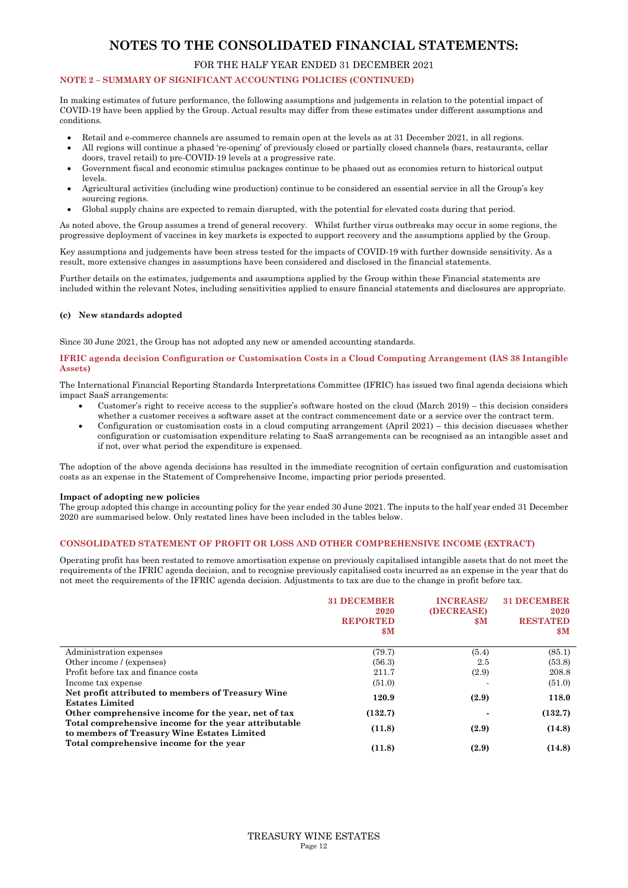# NOTES TO THE CONSOLIDATED FINANCIAL STATEMENTS:

FOR THE HALF YEAR ENDED 31 DECEMBER 2021

### NOTE 2 – SUMMARY OF SIGNIFICANT ACCOUNTING POLICIES (CONTINUED)

In making estimates of future performance, the following assumptions and judgements in relation to the potential impact of COVID-19 have been applied by the Group. Actual results may differ from these estimates under different assumptions and conditions.

- Retail and e-commerce channels are assumed to remain open at the levels as at 31 December 2021, in all regions.
- All regions will continue a phased 're-opening' of previously closed or partially closed channels (bars, restaurants, cellar doors, travel retail) to pre-COVID-19 levels at a progressive rate.
- Government fiscal and economic stimulus packages continue to be phased out as economies return to historical output levels.
- Agricultural activities (including wine production) continue to be considered an essential service in all the Group's key sourcing regions.
- Global supply chains are expected to remain disrupted, with the potential for elevated costs during that period.

As noted above, the Group assumes a trend of general recovery. Whilst further virus outbreaks may occur in some regions, the progressive deployment of vaccines in key markets is expected to support recovery and the assumptions applied by the Group.

Key assumptions and judgements have been stress tested for the impacts of COVID-19 with further downside sensitivity. As a result, more extensive changes in assumptions have been considered and disclosed in the financial statements.

Further details on the estimates, judgements and assumptions applied by the Group within these Financial statements are included within the relevant Notes, including sensitivities applied to ensure financial statements and disclosures are appropriate.

#### (c) New standards adopted

Since 30 June 2021, the Group has not adopted any new or amended accounting standards.

#### IFRIC agenda decision Configuration or Customisation Costs in a Cloud Computing Arrangement (IAS 38 Intangible Assets)

The International Financial Reporting Standards Interpretations Committee (IFRIC) has issued two final agenda decisions which impact SaaS arrangements:

- Customer's right to receive access to the supplier's software hosted on the cloud (March 2019) – this decision considers whether a customer receives a software asset at the contract commencement date or a service over the contract term.
- Configuration or customisation costs in a cloud computing arrangement (April 2021) – this decision discusses whether configuration or customisation expenditure relating to SaaS arrangements can be recognised as an intangible asset and if not, over what period the expenditure is expensed.

The adoption of the above agenda decisions has resulted in the immediate recognition of certain configuration and customisation costs as an expense in the Statement of Comprehensive Income, impacting prior periods presented.

**Impact of adopting new policies**

The group adopted this change in accounting policy for the year ended 30 June 2021. The inputs to the half year ended 31 December 2020 are summarised below. Only restated lines have been included in the tables below.

#### CONSOLIDATED STATEMENT OF PROFIT OR LOSS AND OTHER COMPREHENSIVE INCOME (EXTRACT)

Operating profit has been restated to remove amortisation expense on previously capitalised intangible assets that do not meet the requirements of the IFRIC agenda decision, and to recognise previously capitalised costs incurred as an expense in the year that do not meet the requirements of the IFRIC agenda decision. Adjustments to tax are due to the change in profit before tax.

| | 31 DECEMBER 2020 REPORTED $M | INCREASE/ (DECREASE) $M | 31 DECEMBER 2020 RESTATED $M |
|---|---|---|---|
| Administration expenses | (79.7) | (5.4) | (85.1) |
| Other income / (expenses) | (56.3) | 2.5 | (53.8) |
| Profit before tax and finance costs | 211.7 | (2.9) | 208.8 |
| Income tax expense | (51.0) | - | (51.0) |
| **Net profit attributed to members of Treasury Wine Estates Limited** | **120.9** | **(2.9)** | **118.0** |
| **Other comprehensive income for the year, net of tax** | **(132.7)** | **-** | **(132.7)** |
| **Total comprehensive income for the year attributable to members of Treasury Wine Estates Limited** | **(11.8)** | **(2.9)** | **(14.8)** |
| **Total comprehensive income for the year** | **(11.8)** | **(2.9)** | **(14.8)** |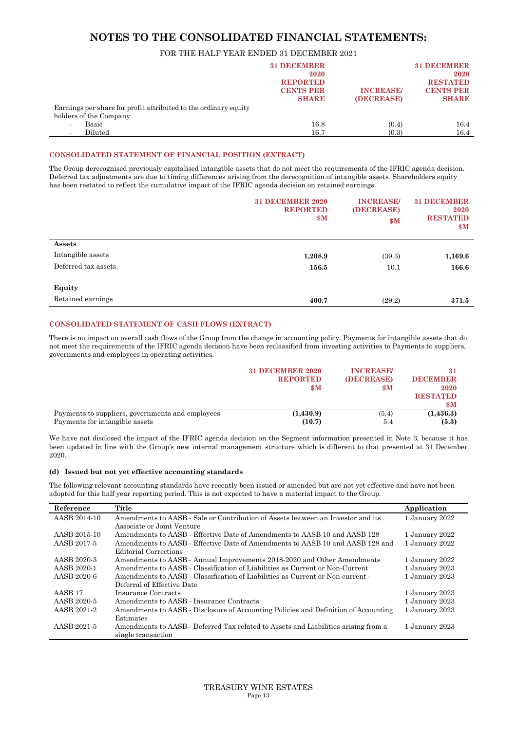# NOTES TO THE CONSOLIDATED FINANCIAL STATEMENTS:

FOR THE HALF YEAR ENDED 31 DECEMBER 2021

| | 31 DECEMBER 2020 REPORTED CENTS PER SHARE | INCREASE/ (DECREASE) | 31 DECEMBER 2020 RESTATED CENTS PER SHARE |
|---|---|---|---|
| Earnings per share for profit attributed to the ordinary equity holders of the Company | | | |
| - Basic | 16.8 | (0.4) | 16.4 |
| - Diluted | 16.7 | (0.3) | 16.4 |

### CONSOLIDATED STATEMENT OF FINANCIAL POSITION (EXTRACT)

The Group derecognised previously capitalised intangible assets that do not meet the requirements of the IFRIC agenda decision. Deferred tax adjustments are due to timing differences arising from the derecognition of intangible assets. Shareholders equity has been restated to reflect the cumulative impact of the IFRIC agenda decision on retained earnings.

| | 31 DECEMBER 2020 REPORTED $M | INCREASE/ (DECREASE) $M | 31 DECEMBER 2020 RESTATED $M |
|---|---|---|---|
| **Assets** | | | |
| Intangible assets | **1,208.9** | (39.3) | **1,169.6** |
| Deferred tax assets | **156.5** | 10.1 | **166.6** |
| **Equity** | | | |
| Retained earnings | **400.7** | (29.2) | **371.5** |

### CONSOLIDATED STATEMENT OF CASH FLOWS (EXTRACT)

There is no impact on overall cash flows of the Group from the change in accounting policy. Payments for intangible assets that do not meet the requirements of the IFRIC agenda decision have been reclassified from investing activities to Payments to suppliers, governments and employees in operating activities.

| | 31 DECEMBER 2020 REPORTED $M | INCREASE/ (DECREASE) $M | 31 DECEMBER 2020 RESTATED $M |
|---|---|---|---|
| Payments to suppliers, governments and employees | **(1,430.9)** | (5.4) | **(1,436.3)** |
| Payments for intangible assets | **(10.7)** | 5.4 | **(5.3)** |

We have not disclosed the impact of the IFRIC agenda decision on the Segment information presented in Note 3, because it has been updated in line with the Group's new internal management structure which is different to that presented at 31 December 2020.

#### (d) Issued but not yet effective accounting standards

The following relevant accounting standards have recently been issued or amended but are not yet effective and have not been adopted for this half year reporting period. This is not expected to have a material impact to the Group.

| Reference | Title | Application |
|---|---|---|
| AASB 2014-10 | Amendments to AASB - Sale or Contribution of Assets between an Investor and its Associate or Joint Venture | 1 January 2022 |
| AASB 2015-10 | Amendments to AASB - Effective Date of Amendments to AASB 10 and AASB 128 | 1 January 2022 |
| AASB 2017-5 | Amendments to AASB - Effective Date of Amendments to AASB 10 and AASB 128 and Editorial Corrections | 1 January 2022 |
| AASB 2020-3 | Amendments to AASB - Annual Improvements 2018-2020 and Other Amendments | 1 January 2022 |
| AASB 2020-1 | Amendments to AASB - Classification of Liabilities as Current or Non-Current | 1 January 2023 |
| AASB 2020-6 | Amendments to AASB - Classification of Liabilities as Current or Non-current - Deferral of Effective Date | 1 January 2023 |
| AASB 17 | Insurance Contracts | 1 January 2023 |
| AASB 2020-5 | Amendments to AASB - Insurance Contracts | 1 January 2023 |
| AASB 2021-2 | Amendments to AASB - Disclosure of Accounting Policies and Definition of Accounting Estimates | 1 January 2023 |
| AASB 2021-5 | Amendments to AASB - Deferred Tax related to Assets and Liabilities arising from a single transaction | 1 January 2023 |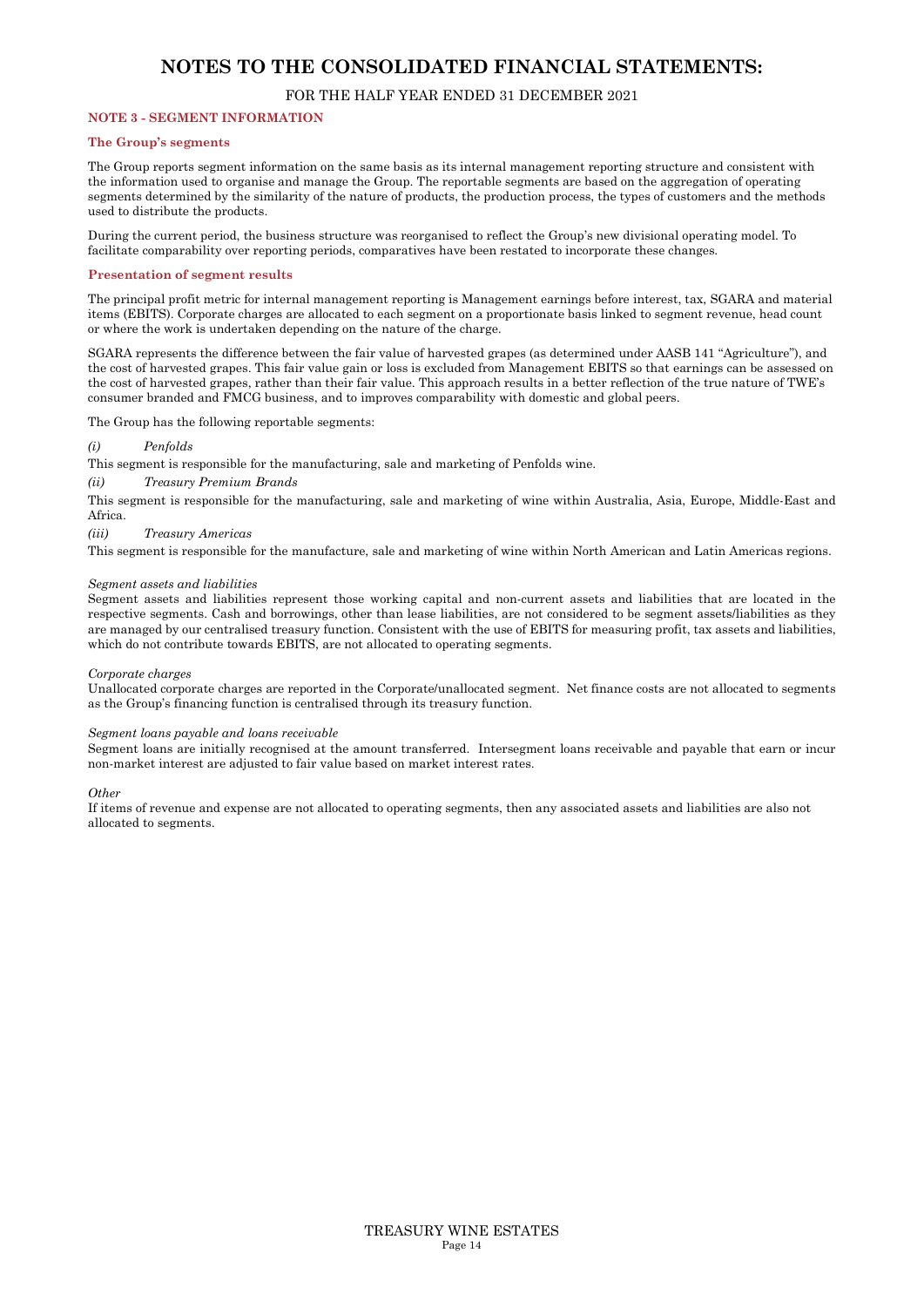# NOTES TO THE CONSOLIDATED FINANCIAL STATEMENTS:

FOR THE HALF YEAR ENDED 31 DECEMBER 2021

## NOTE 3 - SEGMENT INFORMATION

### The Group's segments

The Group reports segment information on the same basis as its internal management reporting structure and consistent with the information used to organise and manage the Group. The reportable segments are based on the aggregation of operating segments determined by the similarity of the nature of products, the production process, the types of customers and the methods used to distribute the products.

During the current period, the business structure was reorganised to reflect the Group's new divisional operating model. To facilitate comparability over reporting periods, comparatives have been restated to incorporate these changes.

### Presentation of segment results

The principal profit metric for internal management reporting is Management earnings before interest, tax, SGARA and material items (EBITS). Corporate charges are allocated to each segment on a proportionate basis linked to segment revenue, head count or where the work is undertaken depending on the nature of the charge.

SGARA represents the difference between the fair value of harvested grapes (as determined under AASB 141 "Agriculture"), and the cost of harvested grapes. This fair value gain or loss is excluded from Management EBITS so that earnings can be assessed on the cost of harvested grapes, rather than their fair value. This approach results in a better reflection of the true nature of TWE's consumer branded and FMCG business, and to improves comparability with domestic and global peers.

The Group has the following reportable segments:

*(i) Penfolds*

This segment is responsible for the manufacturing, sale and marketing of Penfolds wine.

*(ii) Treasury Premium Brands*

This segment is responsible for the manufacturing, sale and marketing of wine within Australia, Asia, Europe, Middle-East and Africa.

*(iii) Treasury Americas*

This segment is responsible for the manufacture, sale and marketing of wine within North American and Latin Americas regions.

*Segment assets and liabilities*

Segment assets and liabilities represent those working capital and non-current assets and liabilities that are located in the respective segments. Cash and borrowings, other than lease liabilities, are not considered to be segment assets/liabilities as they are managed by our centralised treasury function. Consistent with the use of EBITS for measuring profit, tax assets and liabilities, which do not contribute towards EBITS, are not allocated to operating segments.

*Corporate charges*

Unallocated corporate charges are reported in the Corporate/unallocated segment. Net finance costs are not allocated to segments as the Group's financing function is centralised through its treasury function.

*Segment loans payable and loans receivable*

Segment loans are initially recognised at the amount transferred. Intersegment loans receivable and payable that earn or incur non-market interest are adjusted to fair value based on market interest rates.

*Other*

If items of revenue and expense are not allocated to operating segments, then any associated assets and liabilities are also not allocated to segments.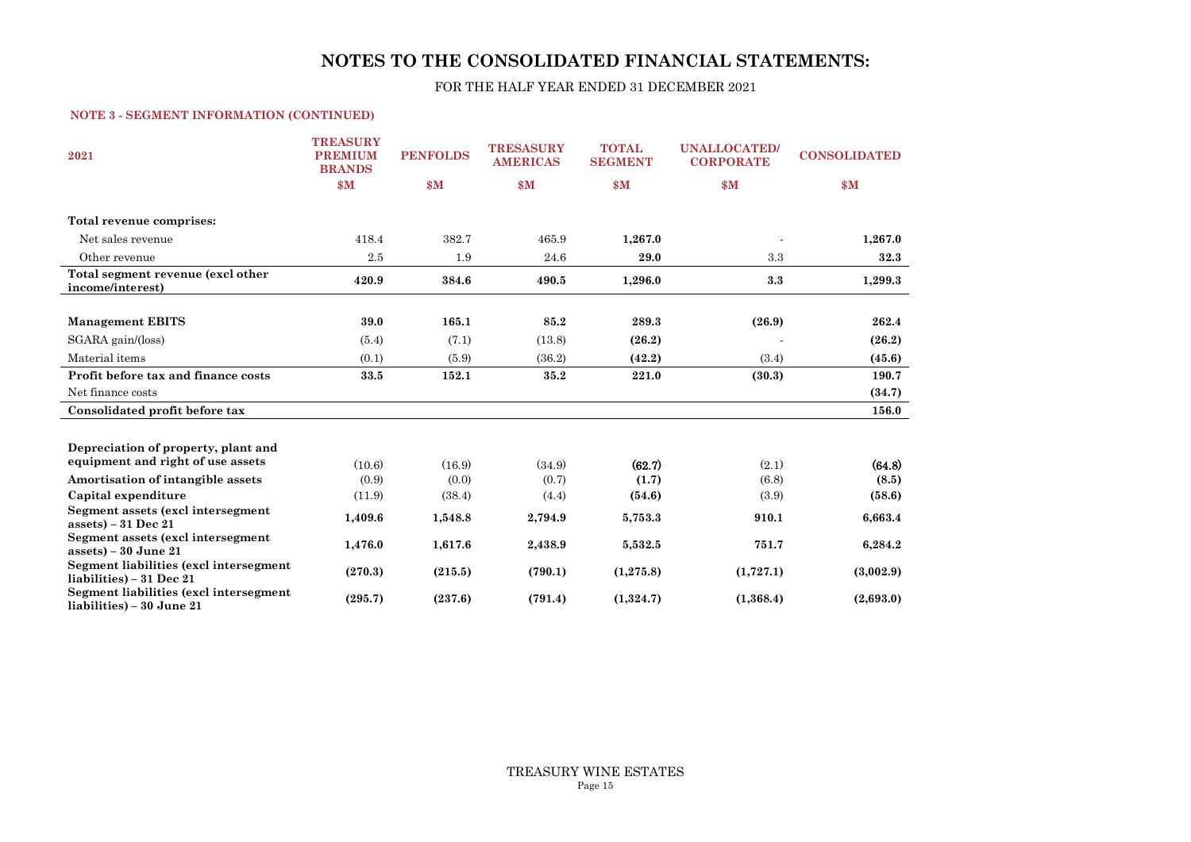# NOTES TO THE CONSOLIDATED FINANCIAL STATEMENTS:

FOR THE HALF YEAR ENDED 31 DECEMBER 2021

### NOTE 3 - SEGMENT INFORMATION (CONTINUED)

| 2021 | TREASURY PREMIUM BRANDS | PENFOLDS | TRESASURY AMERICAS | TOTAL SEGMENT | UNALLOCATED/ CORPORATE | CONSOLIDATED |
|---|---|---|---|---|---|---|
| | $M | $M | $M | $M | $M | $M |
| **Total revenue comprises:** | | | | | | |
| Net sales revenue | 418.4 | 382.7 | 465.9 | **1,267.0** | - | **1,267.0** |
| Other revenue | 2.5 | 1.9 | 24.6 | **29.0** | 3.3 | **32.3** |
| **Total segment revenue (excl other income/interest)** | **420.9** | **384.6** | **490.5** | **1,296.0** | **3.3** | **1,299.3** |
| **Management EBITS** | **39.0** | **165.1** | **85.2** | **289.3** | **(26.9)** | **262.4** |
| SGARA gain/(loss) | (5.4) | (7.1) | (13.8) | **(26.2)** | - | **(26.2)** |
| Material items | (0.1) | (5.9) | (36.2) | **(42.2)** | (3.4) | **(45.6)** |
| **Profit before tax and finance costs** | **33.5** | **152.1** | **35.2** | **221.0** | **(30.3)** | **190.7** |
| Net finance costs | | | | | | **(34.7)** |
| **Consolidated profit before tax** | | | | | | **156.0** |
| **Depreciation of property, plant and equipment and right of use assets** | (10.6) | (16.9) | (34.9) | **(62.7)** | (2.1) | **(64.8)** |
| **Amortisation of intangible assets** | (0.9) | (0.0) | (0.7) | **(1.7)** | (6.8) | **(8.5)** |
| **Capital expenditure** | (11.9) | (38.4) | (4.4) | **(54.6)** | (3.9) | **(58.6)** |
| **Segment assets (excl intersegment assets) – 31 Dec 21** | **1,409.6** | **1,548.8** | **2,794.9** | **5,753.3** | **910.1** | **6,663.4** |
| **Segment assets (excl intersegment assets) – 30 June 21** | **1,476.0** | **1,617.6** | **2,438.9** | **5,532.5** | **751.7** | **6,284.2** |
| **Segment liabilities (excl intersegment liabilities) – 31 Dec 21** | **(270.3)** | **(215.5)** | **(790.1)** | **(1,275.8)** | **(1,727.1)** | **(3,002.9)** |
| **Segment liabilities (excl intersegment liabilities) – 30 June 21** | **(295.7)** | **(237.6)** | **(791.4)** | **(1,324.7)** | **(1,368.4)** | **(2,693.0)** |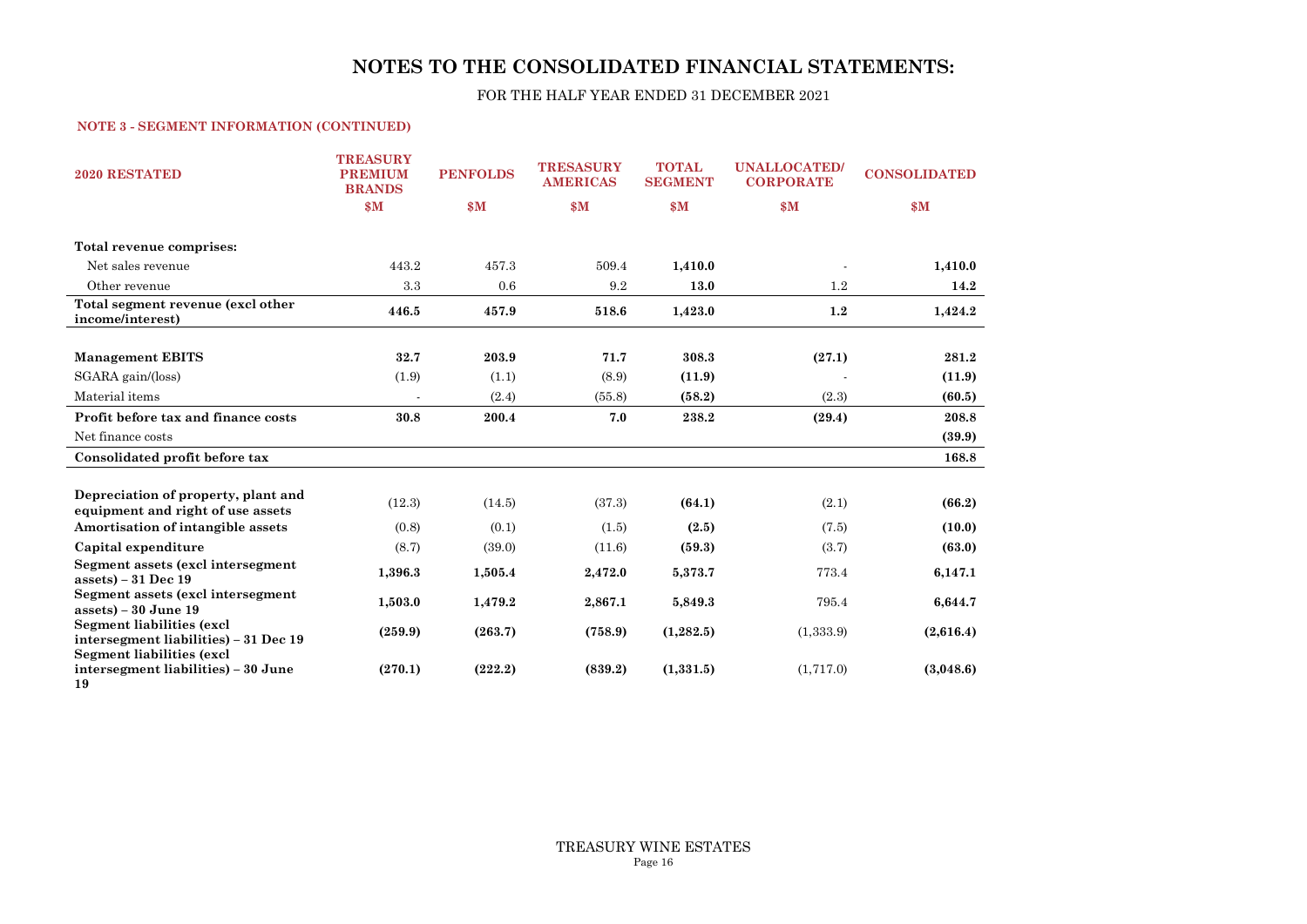# NOTES TO THE CONSOLIDATED FINANCIAL STATEMENTS:

FOR THE HALF YEAR ENDED 31 DECEMBER 2021

### NOTE 3 - SEGMENT INFORMATION (CONTINUED)

| 2020 RESTATED | TREASURY PREMIUM BRANDS | PENFOLDS | TRESASURY AMERICAS | TOTAL SEGMENT | UNALLOCATED/ CORPORATE | CONSOLIDATED |
|---|---|---|---|---|---|---|
| | $M | $M | $M | $M | $M | $M |
| **Total revenue comprises:** | | | | | | |
| Net sales revenue | 443.2 | 457.3 | 509.4 | **1,410.0** | - | **1,410.0** |
| Other revenue | 3.3 | 0.6 | 9.2 | **13.0** | 1.2 | **14.2** |
| **Total segment revenue (excl other income/interest)** | **446.5** | **457.9** | **518.6** | **1,423.0** | **1.2** | **1,424.2** |
| **Management EBITS** | **32.7** | **203.9** | **71.7** | **308.3** | **(27.1)** | **281.2** |
| SGARA gain/(loss) | (1.9) | (1.1) | (8.9) | **(11.9)** | - | **(11.9)** |
| Material items | - | (2.4) | (55.8) | **(58.2)** | (2.3) | **(60.5)** |
| **Profit before tax and finance costs** | **30.8** | **200.4** | **7.0** | **238.2** | **(29.4)** | **208.8** |
| Net finance costs | | | | | | **(39.9)** |
| **Consolidated profit before tax** | | | | | | **168.8** |
| **Depreciation of property, plant and equipment and right of use assets** | (12.3) | (14.5) | (37.3) | **(64.1)** | (2.1) | **(66.2)** |
| **Amortisation of intangible assets** | (0.8) | (0.1) | (1.5) | **(2.5)** | (7.5) | **(10.0)** |
| **Capital expenditure** | (8.7) | (39.0) | (11.6) | **(59.3)** | (3.7) | **(63.0)** |
| **Segment assets (excl intersegment assets) – 31 Dec 19** | **1,396.3** | **1,505.4** | **2,472.0** | **5,373.7** | 773.4 | **6,147.1** |
| **Segment assets (excl intersegment assets) – 30 June 19** | **1,503.0** | **1,479.2** | **2,867.1** | **5,849.3** | 795.4 | **6,644.7** |
| **Segment liabilities (excl intersegment liabilities) – 31 Dec 19** | **(259.9)** | **(263.7)** | **(758.9)** | **(1,282.5)** | (1,333.9) | **(2,616.4)** |
| **Segment liabilities (excl intersegment liabilities) – 30 June 19** | **(270.1)** | **(222.2)** | **(839.2)** | **(1,331.5)** | (1,717.0) | **(3,048.6)** |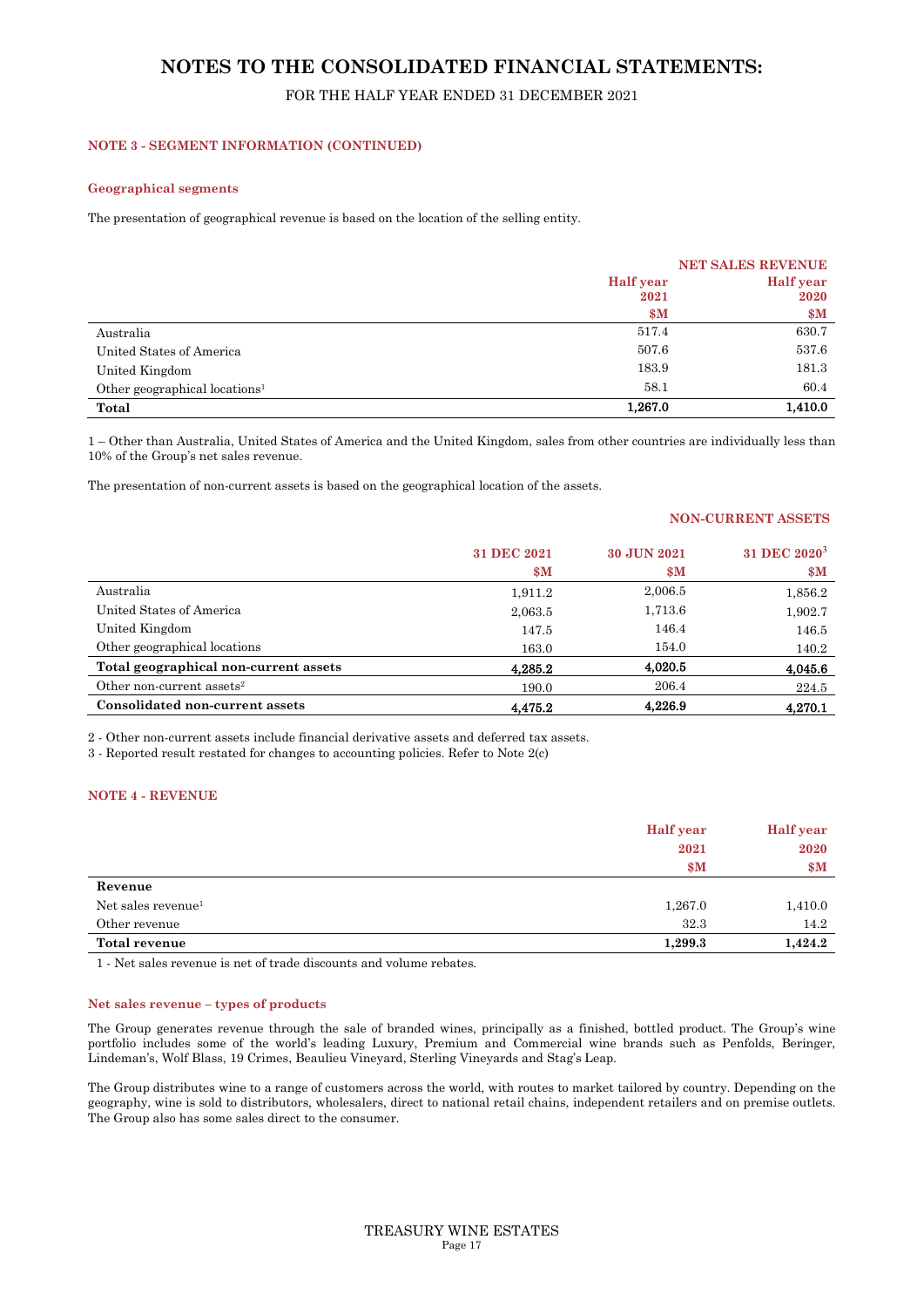# NOTES TO THE CONSOLIDATED FINANCIAL STATEMENTS:

FOR THE HALF YEAR ENDED 31 DECEMBER 2021

## NOTE 3 - SEGMENT INFORMATION (CONTINUED)

### Geographical segments

The presentation of geographical revenue is based on the location of the selling entity.

| | NET SALES REVENUE | |
|---|---|---|
| | Half year 2021 $M | Half year 2020 $M |
| Australia | 517.4 | 630.7 |
| United States of America | 507.6 | 537.6 |
| United Kingdom | 183.9 | 181.3 |
| Other geographical locations[1] | 58.1 | 60.4 |
| **Total** | **1,267.0** | **1,410.0** |

1 – Other than Australia, United States of America and the United Kingdom, sales from other countries are individually less than 10% of the Group's net sales revenue.

The presentation of non-current assets is based on the geographical location of the assets.

| | NON-CURRENT ASSETS | | |
|---|---|---|---|
| | 31 DEC 2021 $M | 30 JUN 2021 $M | 31 DEC 2020[3] $M |
| Australia | 1,911.2 | 2,006.5 | 1,856.2 |
| United States of America | 2,063.5 | 1,713.6 | 1,902.7 |
| United Kingdom | 147.5 | 146.4 | 146.5 |
| Other geographical locations | 163.0 | 154.0 | 140.2 |
| **Total geographical non-current assets** | **4,285.2** | **4,020.5** | **4,045.6** |
| Other non-current assets[2] | 190.0 | 206.4 | 224.5 |
| **Consolidated non-current assets** | **4,475.2** | **4,226.9** | **4,270.1** |

2 - Other non-current assets include financial derivative assets and deferred tax assets.

3 - Reported result restated for changes to accounting policies. Refer to Note 2(c)

## NOTE 4 - REVENUE

| | Half year 2021 $M | Half year 2020 $M |
|---|---|---|
| **Revenue** | | |
| Net sales revenue[1] | 1,267.0 | 1,410.0 |
| Other revenue | 32.3 | 14.2 |
| **Total revenue** | **1,299.3** | **1,424.2** |

1 - Net sales revenue is net of trade discounts and volume rebates.

### Net sales revenue – types of products

The Group generates revenue through the sale of branded wines, principally as a finished, bottled product. The Group's wine portfolio includes some of the world's leading Luxury, Premium and Commercial wine brands such as Penfolds, Beringer, Lindeman's, Wolf Blass, 19 Crimes, Beaulieu Vineyard, Sterling Vineyards and Stag's Leap.

The Group distributes wine to a range of customers across the world, with routes to market tailored by country. Depending on the geography, wine is sold to distributors, wholesalers, direct to national retail chains, independent retailers and on premise outlets. The Group also has some sales direct to the consumer.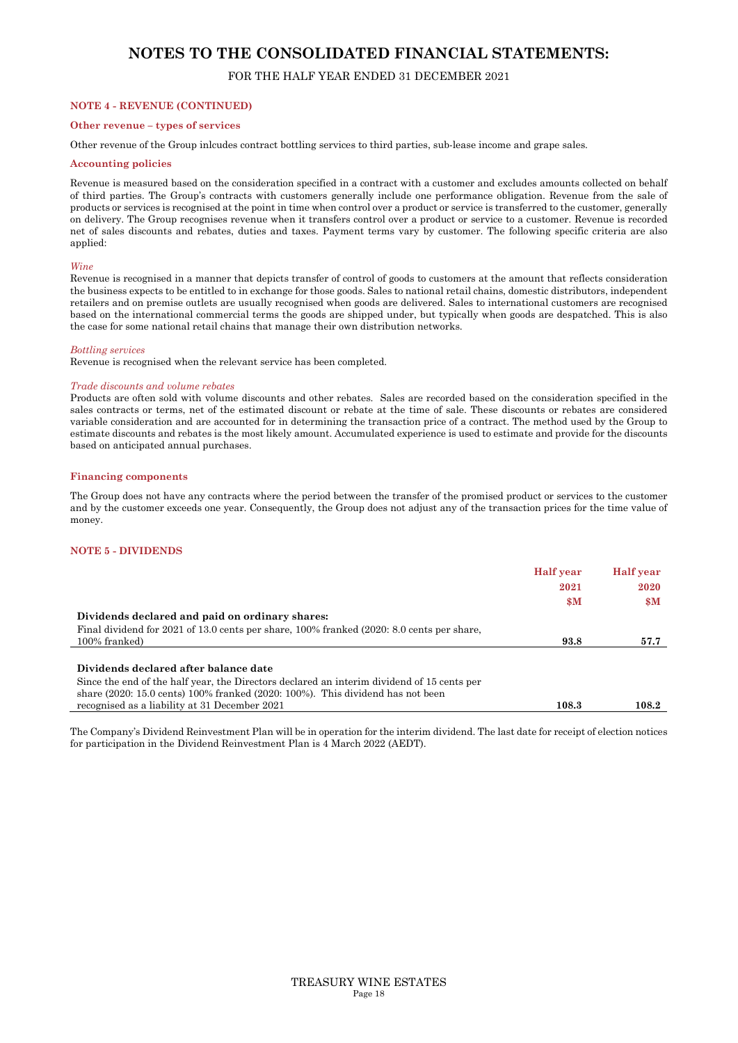# NOTES TO THE CONSOLIDATED FINANCIAL STATEMENTS:

FOR THE HALF YEAR ENDED 31 DECEMBER 2021

### NOTE 4 - REVENUE (CONTINUED)

#### Other revenue – types of services

Other revenue of the Group inlcudes contract bottling services to third parties, sub-lease income and grape sales.

#### Accounting policies

Revenue is measured based on the consideration specified in a contract with a customer and excludes amounts collected on behalf of third parties. The Group's contracts with customers generally include one performance obligation. Revenue from the sale of products or services is recognised at the point in time when control over a product or service is transferred to the customer, generally on delivery. The Group recognises revenue when it transfers control over a product or service to a customer. Revenue is recorded net of sales discounts and rebates, duties and taxes. Payment terms vary by customer. The following specific criteria are also applied:

*Wine*

Revenue is recognised in a manner that depicts transfer of control of goods to customers at the amount that reflects consideration the business expects to be entitled to in exchange for those goods. Sales to national retail chains, domestic distributors, independent retailers and on premise outlets are usually recognised when goods are delivered. Sales to international customers are recognised based on the international commercial terms the goods are shipped under, but typically when goods are despatched. This is also the case for some national retail chains that manage their own distribution networks.

*Bottling services*

Revenue is recognised when the relevant service has been completed.

*Trade discounts and volume rebates*

Products are often sold with volume discounts and other rebates. Sales are recorded based on the consideration specified in the sales contracts or terms, net of the estimated discount or rebate at the time of sale. These discounts or rebates are considered variable consideration and are accounted for in determining the transaction price of a contract. The method used by the Group to estimate discounts and rebates is the most likely amount. Accumulated experience is used to estimate and provide for the discounts based on anticipated annual purchases.

#### Financing components

The Group does not have any contracts where the period between the transfer of the promised product or services to the customer and by the customer exceeds one year. Consequently, the Group does not adjust any of the transaction prices for the time value of money.

### NOTE 5 - DIVIDENDS

| | Half year 2021 $M | Half year 2020 $M |
|---|---|---|
| **Dividends declared and paid on ordinary shares:** | | |
| Final dividend for 2021 of 13.0 cents per share, 100% franked (2020: 8.0 cents per share, 100% franked) | **93.8** | 57.7 |
| **Dividends declared after balance date** | | |
| Since the end of the half year, the Directors declared an interim dividend of 15 cents per share (2020: 15.0 cents) 100% franked (2020: 100%). This dividend has not been recognised as a liability at 31 December 2021 | **108.3** | 108.2 |

The Company's Dividend Reinvestment Plan will be in operation for the interim dividend. The last date for receipt of election notices for participation in the Dividend Reinvestment Plan is 4 March 2022 (AEDT).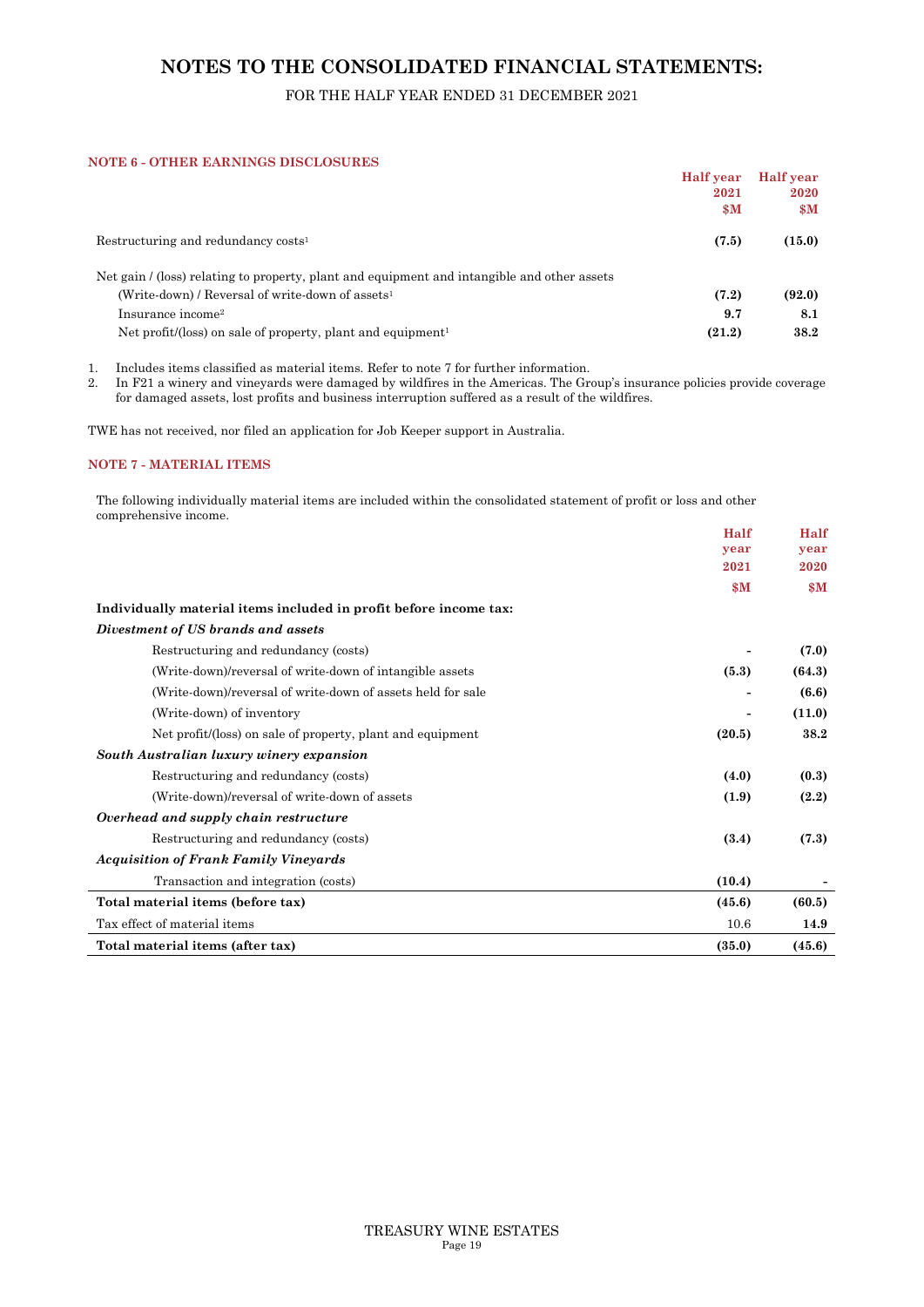# NOTES TO THE CONSOLIDATED FINANCIAL STATEMENTS:

FOR THE HALF YEAR ENDED 31 DECEMBER 2021

### NOTE 6 - OTHER EARNINGS DISCLOSURES

| | Half year 2021 $M | Half year 2020 $M |
|---|---|---|
| Restructuring and redundancy costs[1] | **(7.5)** | **(15.0)** |
| Net gain / (loss) relating to property, plant and equipment and intangible and other assets | | |
| (Write-down) / Reversal of write-down of assets[1] | **(7.2)** | **(92.0)** |
| Insurance income[2] | **9.7** | **8.1** |
| Net profit/(loss) on sale of property, plant and equipment[1] | **(21.2)** | **38.2** |

1. Includes items classified as material items. Refer to note 7 for further information.
2. In F21 a winery and vineyards were damaged by wildfires in the Americas. The Group's insurance policies provide coverage for damaged assets, lost profits and business interruption suffered as a result of the wildfires.

TWE has not received, nor filed an application for Job Keeper support in Australia.

### NOTE 7 - MATERIAL ITEMS

The following individually material items are included within the consolidated statement of profit or loss and other comprehensive income.

| | Half year 2021 $M | Half year 2020 $M |
|---|---|---|
| **Individually material items included in profit before income tax:** | | |
| ***Divestment of US brands and assets*** | | |
| Restructuring and redundancy (costs) | - | **(7.0)** |
| (Write-down)/reversal of write-down of intangible assets | **(5.3)** | **(64.3)** |
| (Write-down)/reversal of write-down of assets held for sale | - | **(6.6)** |
| (Write-down) of inventory | - | **(11.0)** |
| Net profit/(loss) on sale of property, plant and equipment | **(20.5)** | **38.2** |
| ***South Australian luxury winery expansion*** | | |
| Restructuring and redundancy (costs) | **(4.0)** | **(0.3)** |
| (Write-down)/reversal of write-down of assets | **(1.9)** | **(2.2)** |
| ***Overhead and supply chain restructure*** | | |
| Restructuring and redundancy (costs) | **(3.4)** | **(7.3)** |
| ***Acquisition of Frank Family Vineyards*** | | |
| Transaction and integration (costs) | **(10.4)** | - |
| **Total material items (before tax)** | **(45.6)** | **(60.5)** |
| Tax effect of material items | 10.6 | **14.9** |
| **Total material items (after tax)** | **(35.0)** | **(45.6)** |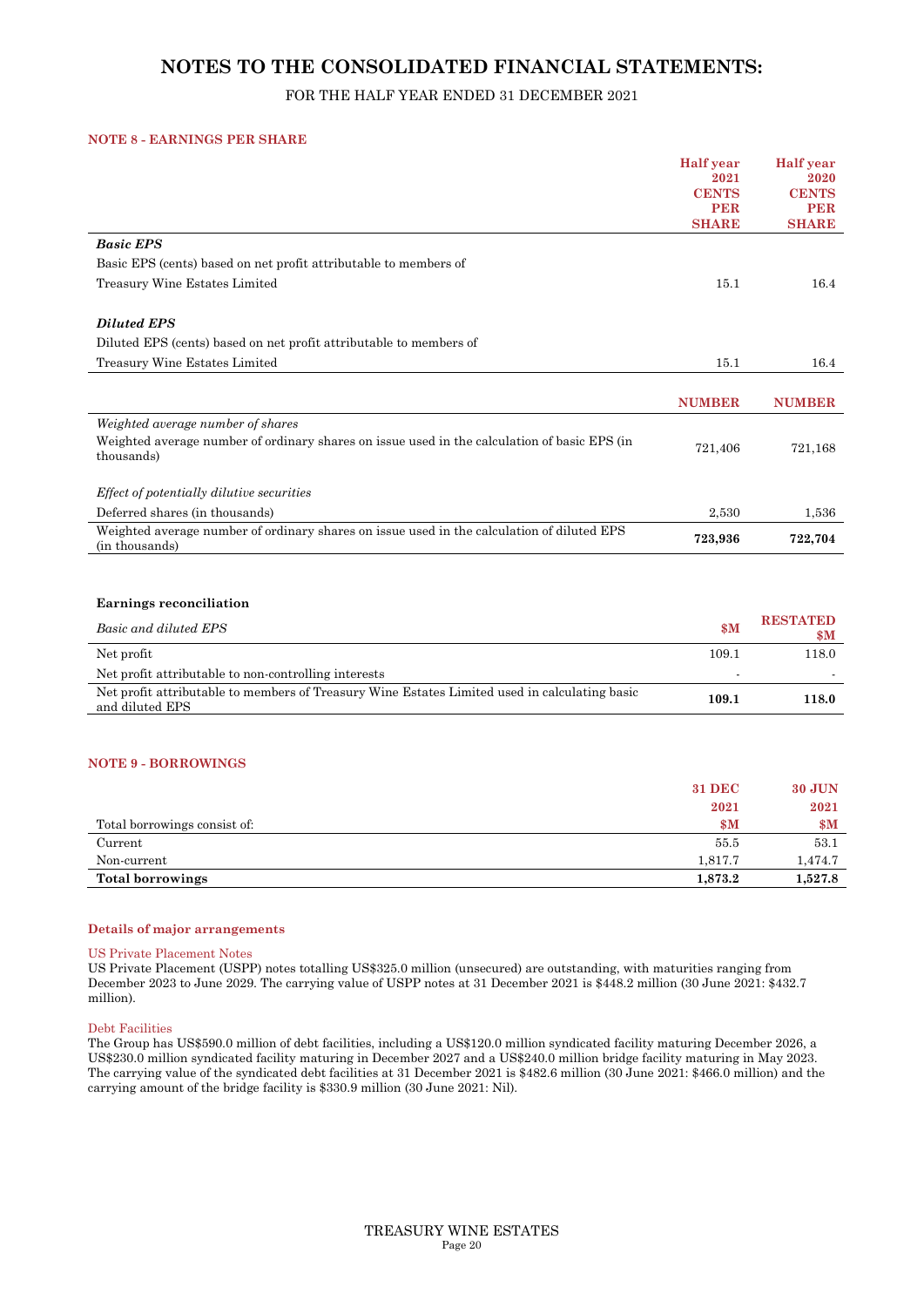# NOTES TO THE CONSOLIDATED FINANCIAL STATEMENTS:

FOR THE HALF YEAR ENDED 31 DECEMBER 2021

### NOTE 8 - EARNINGS PER SHARE

| | Half year 2021 CENTS PER SHARE | Half year 2020 CENTS PER SHARE |
|---|---|---|
| ***Basic EPS*** | | |
| Basic EPS (cents) based on net profit attributable to members of Treasury Wine Estates Limited | 15.1 | 16.4 |
| ***Diluted EPS*** | | |
| Diluted EPS (cents) based on net profit attributable to members of Treasury Wine Estates Limited | 15.1 | 16.4 |

| | NUMBER | NUMBER |
|---|---|---|
| *Weighted average number of shares* | | |
| Weighted average number of ordinary shares on issue used in the calculation of basic EPS (in thousands) | 721,406 | 721,168 |
| *Effect of potentially dilutive securities* | | |
| Deferred shares (in thousands) | 2,530 | 1,536 |
| Weighted average number of ordinary shares on issue used in the calculation of diluted EPS (in thousands) | **723,936** | **722,704** |

**Earnings reconciliation**

| *Basic and diluted EPS* | $M | RESTATED $M |
|---|---|---|
| Net profit | 109.1 | 118.0 |
| Net profit attributable to non-controlling interests | - | - |
| Net profit attributable to members of Treasury Wine Estates Limited used in calculating basic and diluted EPS | **109.1** | **118.0** |

### NOTE 9 - BORROWINGS

| Total borrowings consist of: | 31 DEC 2021 $M | 30 JUN 2021 $M |
|---|---|---|
| Current | 55.5 | 53.1 |
| Non-current | 1,817.7 | 1,474.7 |
| **Total borrowings** | **1,873.2** | **1,527.8** |

#### Details of major arrangements

US Private Placement Notes

US Private Placement (USPP) notes totalling US$325.0 million (unsecured) are outstanding, with maturities ranging from December 2023 to June 2029. The carrying value of USPP notes at 31 December 2021 is $448.2 million (30 June 2021: $432.7 million).

Debt Facilities

The Group has US$590.0 million of debt facilities, including a US$120.0 million syndicated facility maturing December 2026, a US$230.0 million syndicated facility maturing in December 2027 and a US$240.0 million bridge facility maturing in May 2023. The carrying value of the syndicated debt facilities at 31 December 2021 is $482.6 million (30 June 2021: $466.0 million) and the carrying amount of the bridge facility is $330.9 million (30 June 2021: Nil).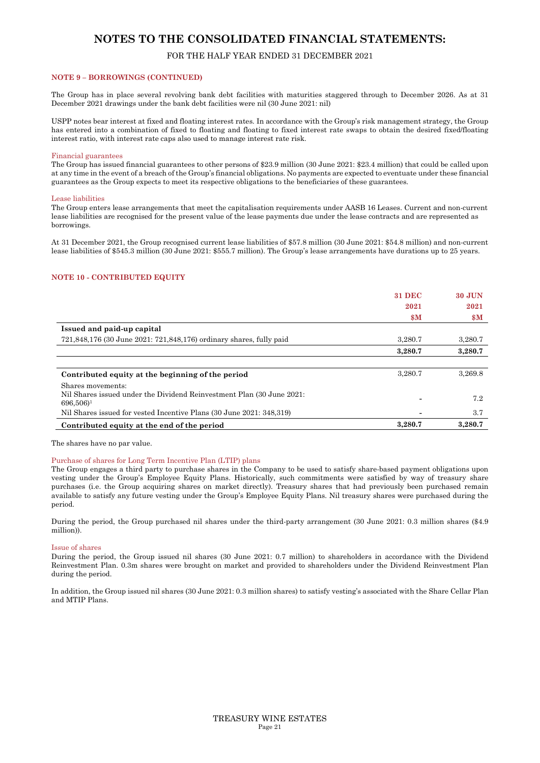# NOTES TO THE CONSOLIDATED FINANCIAL STATEMENTS:

FOR THE HALF YEAR ENDED 31 DECEMBER 2021

### NOTE 9 – BORROWINGS (CONTINUED)

The Group has in place several revolving bank debt facilities with maturities staggered through to December 2026. As at 31 December 2021 drawings under the bank debt facilities were nil (30 June 2021: nil)

USPP notes bear interest at fixed and floating interest rates. In accordance with the Group's risk management strategy, the Group has entered into a combination of fixed to floating and floating to fixed interest rate swaps to obtain the desired fixed/floating interest ratio, with interest rate caps also used to manage interest rate risk.

#### Financial guarantees

The Group has issued financial guarantees to other persons of $23.9 million (30 June 2021: $23.4 million) that could be called upon at any time in the event of a breach of the Group's financial obligations. No payments are expected to eventuate under these financial guarantees as the Group expects to meet its respective obligations to the beneficiaries of these guarantees.

#### Lease liabilities

The Group enters lease arrangements that meet the capitalisation requirements under AASB 16 Leases. Current and non-current lease liabilities are recognised for the present value of the lease payments due under the lease contracts and are represented as borrowings.

At 31 December 2021, the Group recognised current lease liabilities of $57.8 million (30 June 2021: $54.8 million) and non-current lease liabilities of $545.3 million (30 June 2021: $555.7 million). The Group's lease arrangements have durations up to 25 years.

### NOTE 10 - CONTRIBUTED EQUITY

| | 31 DEC 2021 $M | 30 JUN 2021 $M |
|---|---|---|
| **Issued and paid-up capital** | | |
| 721,848,176 (30 June 2021: 721,848,176) ordinary shares, fully paid | 3,280.7 | 3,280.7 |
| | **3,280.7** | **3,280.7** |
| | | |
| **Contributed equity at the beginning of the period** | 3,280.7 | 3,269.8 |
| Shares movements: | | |
| Nil Shares issued under the Dividend Reinvestment Plan (30 June 2021: 696,506)[1] | - | 7.2 |
| Nil Shares issued for vested Incentive Plans (30 June 2021: 348,319) | - | 3.7 |
| **Contributed equity at the end of the period** | **3,280.7** | **3,280.7** |

The shares have no par value.

#### Purchase of shares for Long Term Incentive Plan (LTIP) plans

The Group engages a third party to purchase shares in the Company to be used to satisfy share-based payment obligations upon vesting under the Group's Employee Equity Plans. Historically, such commitments were satisfied by way of treasury share purchases (i.e. the Group acquiring shares on market directly). Treasury shares that had previously been purchased remain available to satisfy any future vesting under the Group's Employee Equity Plans. Nil treasury shares were purchased during the period.

During the period, the Group purchased nil shares under the third-party arrangement (30 June 2021: 0.3 million shares ($4.9 million)).

#### Issue of shares

During the period, the Group issued nil shares (30 June 2021: 0.7 million) to shareholders in accordance with the Dividend Reinvestment Plan. 0.3m shares were brought on market and provided to shareholders under the Dividend Reinvestment Plan during the period.

In addition, the Group issued nil shares (30 June 2021: 0.3 million shares) to satisfy vesting's associated with the Share Cellar Plan and MTIP Plans.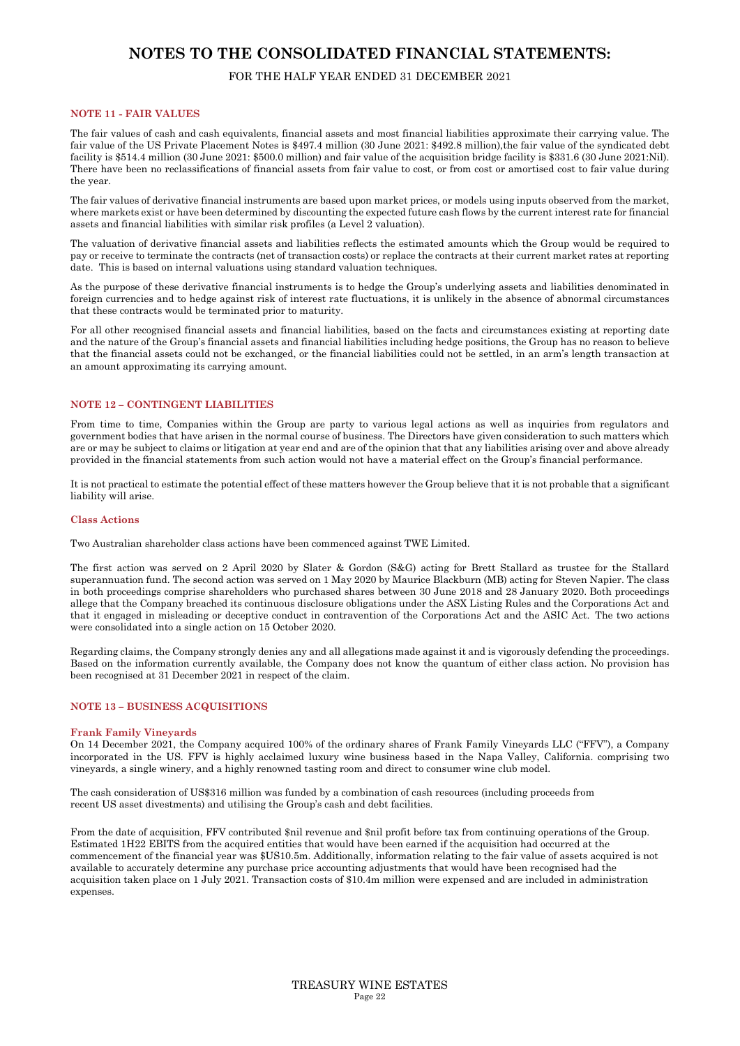# NOTES TO THE CONSOLIDATED FINANCIAL STATEMENTS:

FOR THE HALF YEAR ENDED 31 DECEMBER 2021

### NOTE 11 - FAIR VALUES

The fair values of cash and cash equivalents, financial assets and most financial liabilities approximate their carrying value. The fair value of the US Private Placement Notes is $497.4 million (30 June 2021: $492.8 million),the fair value of the syndicated debt facility is $514.4 million (30 June 2021: $500.0 million) and fair value of the acquisition bridge facility is $331.6 (30 June 2021:Nil). There have been no reclassifications of financial assets from fair value to cost, or from cost or amortised cost to fair value during the year.

The fair values of derivative financial instruments are based upon market prices, or models using inputs observed from the market, where markets exist or have been determined by discounting the expected future cash flows by the current interest rate for financial assets and financial liabilities with similar risk profiles (a Level 2 valuation).

The valuation of derivative financial assets and liabilities reflects the estimated amounts which the Group would be required to pay or receive to terminate the contracts (net of transaction costs) or replace the contracts at their current market rates at reporting date. This is based on internal valuations using standard valuation techniques.

As the purpose of these derivative financial instruments is to hedge the Group's underlying assets and liabilities denominated in foreign currencies and to hedge against risk of interest rate fluctuations, it is unlikely in the absence of abnormal circumstances that these contracts would be terminated prior to maturity.

For all other recognised financial assets and financial liabilities, based on the facts and circumstances existing at reporting date and the nature of the Group's financial assets and financial liabilities including hedge positions, the Group has no reason to believe that the financial assets could not be exchanged, or the financial liabilities could not be settled, in an arm's length transaction at an amount approximating its carrying amount.

### NOTE 12 – CONTINGENT LIABILITIES

From time to time, Companies within the Group are party to various legal actions as well as inquiries from regulators and government bodies that have arisen in the normal course of business. The Directors have given consideration to such matters which are or may be subject to claims or litigation at year end and are of the opinion that that any liabilities arising over and above already provided in the financial statements from such action would not have a material effect on the Group's financial performance.

It is not practical to estimate the potential effect of these matters however the Group believe that it is not probable that a significant liability will arise.

#### Class Actions

Two Australian shareholder class actions have been commenced against TWE Limited.

The first action was served on 2 April 2020 by Slater & Gordon (S&G) acting for Brett Stallard as trustee for the Stallard superannuation fund. The second action was served on 1 May 2020 by Maurice Blackburn (MB) acting for Steven Napier. The class in both proceedings comprise shareholders who purchased shares between 30 June 2018 and 28 January 2020. Both proceedings allege that the Company breached its continuous disclosure obligations under the ASX Listing Rules and the Corporations Act and that it engaged in misleading or deceptive conduct in contravention of the Corporations Act and the ASIC Act. The two actions were consolidated into a single action on 15 October 2020.

Regarding claims, the Company strongly denies any and all allegations made against it and is vigorously defending the proceedings. Based on the information currently available, the Company does not know the quantum of either class action. No provision has been recognised at 31 December 2021 in respect of the claim.

### NOTE 13 – BUSINESS ACQUISITIONS

#### Frank Family Vineyards

On 14 December 2021, the Company acquired 100% of the ordinary shares of Frank Family Vineyards LLC ("FFV"), a Company incorporated in the US. FFV is highly acclaimed luxury wine business based in the Napa Valley, California. comprising two vineyards, a single winery, and a highly renowned tasting room and direct to consumer wine club model.

The cash consideration of US$316 million was funded by a combination of cash resources (including proceeds from recent US asset divestments) and utilising the Group's cash and debt facilities.

From the date of acquisition, FFV contributed $nil revenue and $nil profit before tax from continuing operations of the Group. Estimated 1H22 EBITS from the acquired entities that would have been earned if the acquisition had occurred at the commencement of the financial year was $US10.5m. Additionally, information relating to the fair value of assets acquired is not available to accurately determine any purchase price accounting adjustments that would have been recognised had the acquisition taken place on 1 July 2021. Transaction costs of $10.4m million were expensed and are included in administration expenses.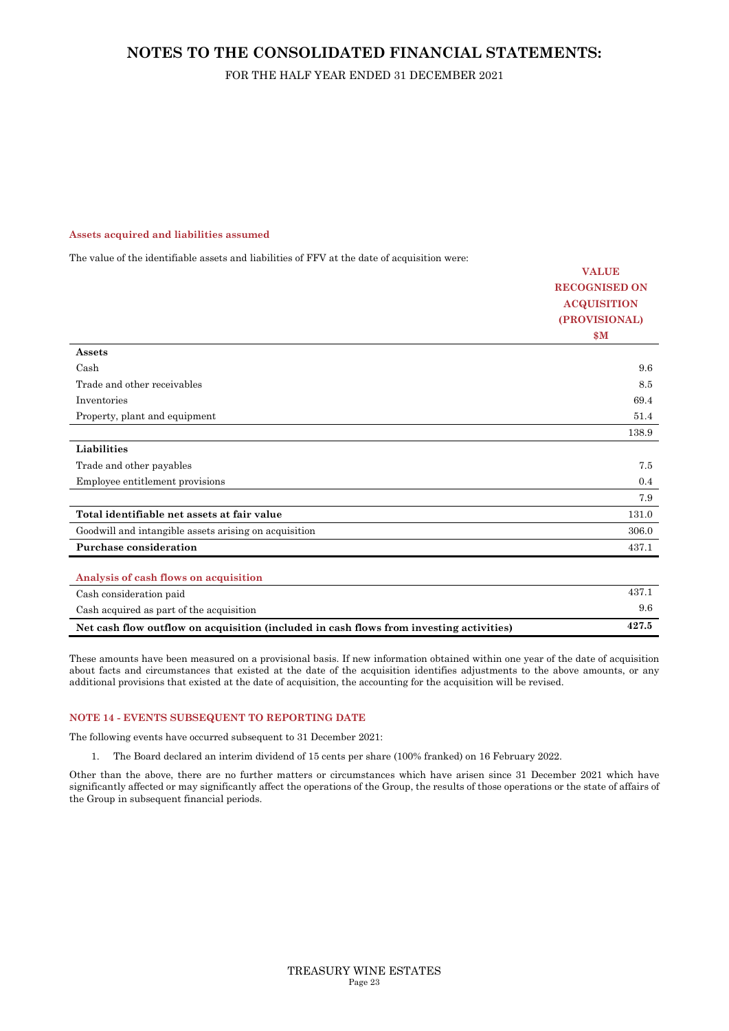# NOTES TO THE CONSOLIDATED FINANCIAL STATEMENTS:

FOR THE HALF YEAR ENDED 31 DECEMBER 2021

#### Assets acquired and liabilities assumed

The value of the identifiable assets and liabilities of FFV at the date of acquisition were:

| | VALUE RECOGNISED ON ACQUISITION (PROVISIONAL) $M |
|---|---|
| **Assets** | |
| Cash | 9.6 |
| Trade and other receivables | 8.5 |
| Inventories | 69.4 |
| Property, plant and equipment | 51.4 |
| | 138.9 |
| **Liabilities** | |
| Trade and other payables | 7.5 |
| Employee entitlement provisions | 0.4 |
| | 7.9 |
| **Total identifiable net assets at fair value** | 131.0 |
| Goodwill and intangible assets arising on acquisition | 306.0 |
| **Purchase consideration** | 437.1 |

| Analysis of cash flows on acquisition | |
|---|---|
| Cash consideration paid | 437.1 |
| Cash acquired as part of the acquisition | 9.6 |
| **Net cash flow outflow on acquisition (included in cash flows from investing activities)** | **427.5** |

These amounts have been measured on a provisional basis. If new information obtained within one year of the date of acquisition about facts and circumstances that existed at the date of the acquisition identifies adjustments to the above amounts, or any additional provisions that existed at the date of acquisition, the accounting for the acquisition will be revised.

### NOTE 14 - EVENTS SUBSEQUENT TO REPORTING DATE

The following events have occurred subsequent to 31 December 2021:

1. The Board declared an interim dividend of 15 cents per share (100% franked) on 16 February 2022.

Other than the above, there are no further matters or circumstances which have arisen since 31 December 2021 which have significantly affected or may significantly affect the operations of the Group, the results of those operations or the state of affairs of the Group in subsequent financial periods.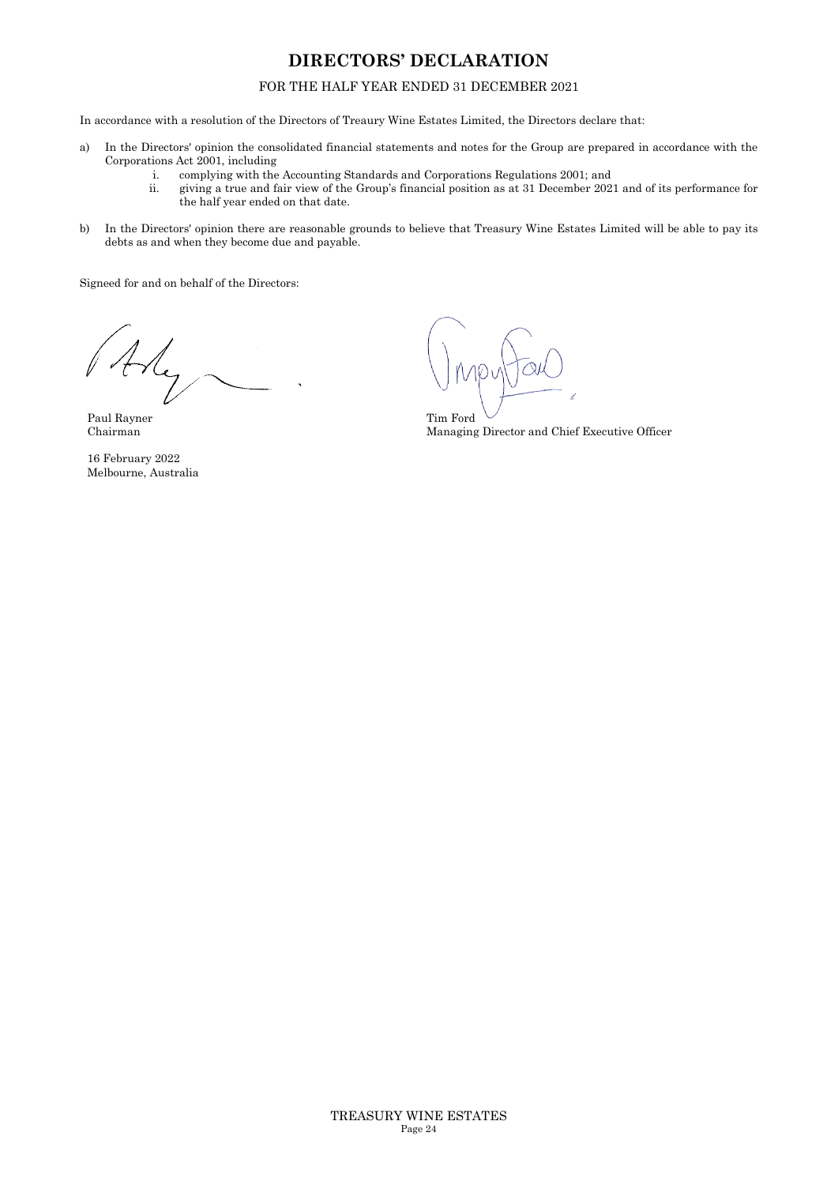# DIRECTORS' DECLARATION

FOR THE HALF YEAR ENDED 31 DECEMBER 2021

In accordance with a resolution of the Directors of Treaury Wine Estates Limited, the Directors declare that:

a) In the Directors' opinion the consolidated financial statements and notes for the Group are prepared in accordance with the Corporations Act 2001, including
   i. complying with the Accounting Standards and Corporations Regulations 2001; and
   ii. giving a true and fair view of the Group's financial position as at 31 December 2021 and of its performance for the half year ended on that date.

b) In the Directors' opinion there are reasonable grounds to believe that Treasury Wine Estates Limited will be able to pay its debts as and when they become due and payable.

Signeed for and on behalf of the Directors:

Paul Rayner
Chairman

16 February 2022
Melbourne, Australia

Tim Ford
Managing Director and Chief Executive Officer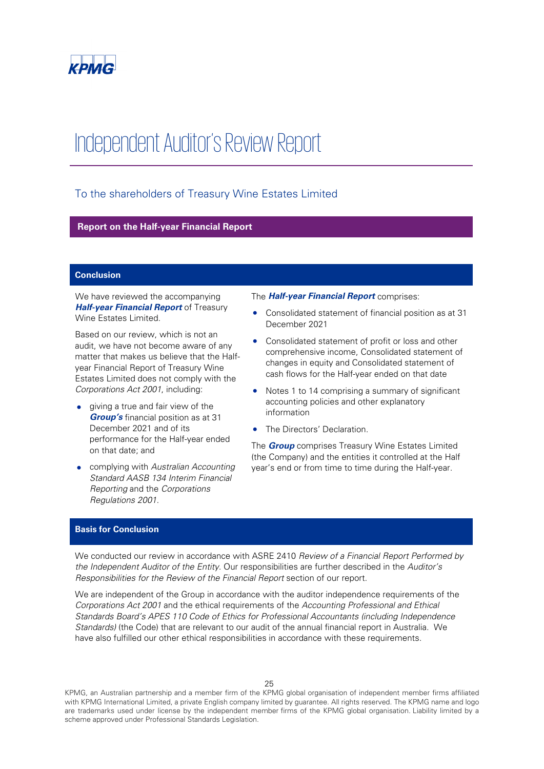# Independent Auditor's Review Report

## To the shareholders of Treasury Wine Estates Limited

### Report on the Half-year Financial Report

#### Conclusion

We have reviewed the accompanying ***Half-year Financial Report*** of Treasury Wine Estates Limited.

Based on our review, which is not an audit, we have not become aware of any matter that makes us believe that the Half-year Financial Report of Treasury Wine Estates Limited does not comply with the *Corporations Act 2001*, including:

- giving a true and fair view of the ***Group's*** financial position as at 31 December 2021 and of its performance for the Half-year ended on that date; and
- complying with *Australian Accounting Standard AASB 134 Interim Financial Reporting* and the *Corporations Regulations 2001*.

The ***Half-year Financial Report*** comprises:

- Consolidated statement of financial position as at 31 December 2021
- Consolidated statement of profit or loss and other comprehensive income, Consolidated statement of changes in equity and Consolidated statement of cash flows for the Half-year ended on that date
- Notes 1 to 14 comprising a summary of significant accounting policies and other explanatory information
- The Directors' Declaration.

The ***Group*** comprises Treasury Wine Estates Limited (the Company) and the entities it controlled at the Half year's end or from time to time during the Half-year.

#### Basis for Conclusion

We conducted our review in accordance with ASRE 2410 *Review of a Financial Report Performed by the Independent Auditor of the Entity*. Our responsibilities are further described in the *Auditor's Responsibilities for the Review of the Financial Report* section of our report.

We are independent of the Group in accordance with the auditor independence requirements of the *Corporations Act 2001* and the ethical requirements of the *Accounting Professional and Ethical Standards Board's APES 110 Code of Ethics for Professional Accountants (including Independence Standards)* (the Code) that are relevant to our audit of the annual financial report in Australia. We have also fulfilled our other ethical responsibilities in accordance with these requirements.

KPMG, an Australian partnership and a member firm of the KPMG global organisation of independent member firms affiliated with KPMG International Limited, a private English company limited by guarantee. All rights reserved. The KPMG name and logo are trademarks used under license by the independent member firms of the KPMG global organisation. Liability limited by a scheme approved under Professional Standards Legislation.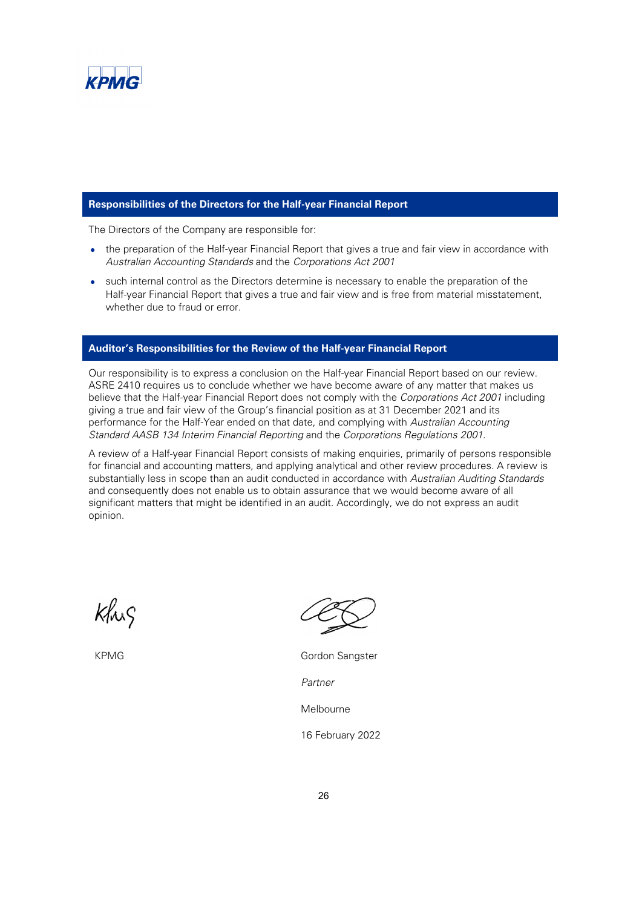## Responsibilities of the Directors for the Half-year Financial Report

The Directors of the Company are responsible for:

- the preparation of the Half-year Financial Report that gives a true and fair view in accordance with *Australian Accounting Standards* and the *Corporations Act 2001*
- such internal control as the Directors determine is necessary to enable the preparation of the Half-year Financial Report that gives a true and fair view and is free from material misstatement, whether due to fraud or error.

## Auditor's Responsibilities for the Review of the Half-year Financial Report

Our responsibility is to express a conclusion on the Half-year Financial Report based on our review. ASRE 2410 requires us to conclude whether we have become aware of any matter that makes us believe that the Half-year Financial Report does not comply with the *Corporations Act 2001* including giving a true and fair view of the Group's financial position as at 31 December 2021 and its performance for the Half-Year ended on that date, and complying with *Australian Accounting Standard AASB 134 Interim Financial Reporting* and the *Corporations Regulations 2001*.

A review of a Half-year Financial Report consists of making enquiries, primarily of persons responsible for financial and accounting matters, and applying analytical and other review procedures. A review is substantially less in scope than an audit conducted in accordance with *Australian Auditing Standards* and consequently does not enable us to obtain assurance that we would become aware of all significant matters that might be identified in an audit. Accordingly, we do not express an audit opinion.

KPMG

Gordon Sangster

*Partner*

Melbourne

16 February 2022